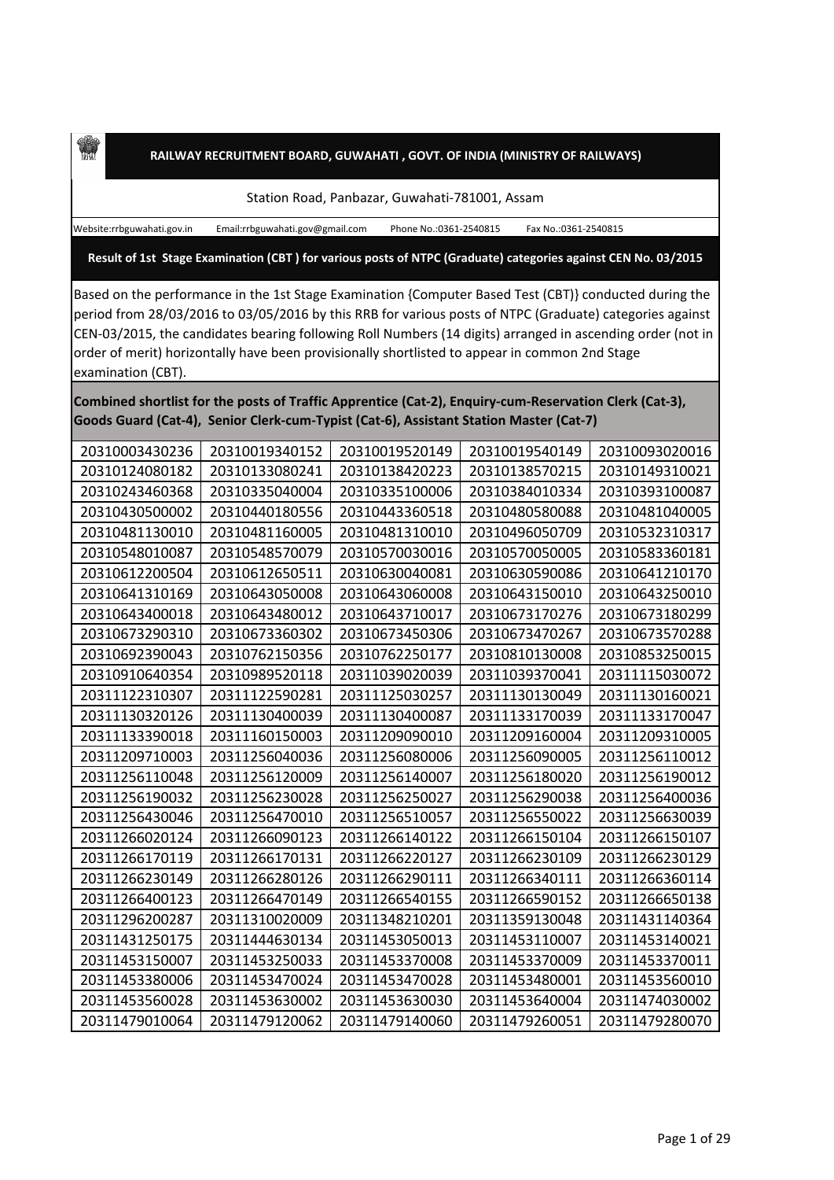# RAILWAY RECRUITMENT BOARD, GUWAHATI , GOVT. OF INDIA (MINISTRY OF RAILWAYS)

Station Road, Panbazar, Guwahati-781001, Assam

Website:rrbguwahati.gov.in Email:rrbguwahati.gov@gmail.com Phone No.:0361-2540815 Fax No.:0361-2540815

**Result of 1st Stage Examination (CBT ) for various posts of NTPC (Graduate) categories against CEN No. 03/2015**

Based on the performance in the 1st Stage Examination {Computer Based Test (CBT)} conducted during the period from 28/03/2016 to 03/05/2016 by this RRB for various posts of NTPC (Graduate) categories against CEN-03/2015, the candidates bearing following Roll Numbers (14 digits) arranged in ascending order (not in order of merit) horizontally have been provisionally shortlisted to appear in common 2nd Stage examination (CBT).

**Combined shortlist for the posts of Traffic Apprentice (Cat-2), Enquiry-cum-Reservation Clerk (Cat-3), Goods Guard (Cat-4), Senior Clerk-cum-Typist (Cat-6), Assistant Station Master (Cat-7)**

| | | | | |
|---|---|---|---|---|
| 20310003430236 | 20310019340152 | 20310019520149 | 20310019540149 | 20310093020016 |
| 20310124080182 | 20310133080241 | 20310138420223 | 20310138570215 | 20310149310021 |
| 20310243460368 | 20310335040004 | 20310335100006 | 20310384010334 | 20310393100087 |
| 20310430500002 | 20310440180556 | 20310443360518 | 20310480580088 | 20310481040005 |
| 20310481130010 | 20310481160005 | 20310481310010 | 20310496050709 | 20310532310317 |
| 20310548010087 | 20310548570079 | 20310570030016 | 20310570050005 | 20310583360181 |
| 20310612200504 | 20310612650511 | 20310630040081 | 20310630590086 | 20310641210170 |
| 20310641310169 | 20310643050008 | 20310643060008 | 20310643150010 | 20310643250010 |
| 20310643400018 | 20310643480012 | 20310643710017 | 20310673170276 | 20310673180299 |
| 20310673290310 | 20310673360302 | 20310673450306 | 20310673470267 | 20310673570288 |
| 20310692390043 | 20310762150356 | 20310762250177 | 20310810130008 | 20310853250015 |
| 20310910640354 | 20310989520118 | 20311039020039 | 20311039370041 | 20311115030072 |
| 20311122310307 | 20311122590281 | 20311125030257 | 20311130130049 | 20311130160021 |
| 20311130320126 | 20311130400039 | 20311130400087 | 20311133170039 | 20311133170047 |
| 20311133390018 | 20311160150003 | 20311209090010 | 20311209160004 | 20311209310005 |
| 20311209710003 | 20311256040036 | 20311256080006 | 20311256090005 | 20311256110012 |
| 20311256110048 | 20311256120009 | 20311256140007 | 20311256180020 | 20311256190012 |
| 20311256190032 | 20311256230028 | 20311256250027 | 20311256290038 | 20311256400036 |
| 20311256430046 | 20311256470010 | 20311256510057 | 20311256550022 | 20311256630039 |
| 20311266020124 | 20311266090123 | 20311266140122 | 20311266150104 | 20311266150107 |
| 20311266170119 | 20311266170131 | 20311266220127 | 20311266230109 | 20311266230129 |
| 20311266230149 | 20311266280126 | 20311266290111 | 20311266340111 | 20311266360114 |
| 20311266400123 | 20311266470149 | 20311266540155 | 20311266590152 | 20311266650138 |
| 20311296200287 | 20311310020009 | 20311348210201 | 20311359130048 | 20311431140364 |
| 20311431250175 | 20311444630134 | 20311453050013 | 20311453110007 | 20311453140021 |
| 20311453150007 | 20311453250033 | 20311453370008 | 20311453370009 | 20311453370011 |
| 20311453380006 | 20311453470024 | 20311453470028 | 20311453480001 | 20311453560010 |
| 20311453560028 | 20311453630002 | 20311453630030 | 20311453640004 | 20311474030002 |
| 20311479010064 | 20311479120062 | 20311479140060 | 20311479260051 | 20311479280070 |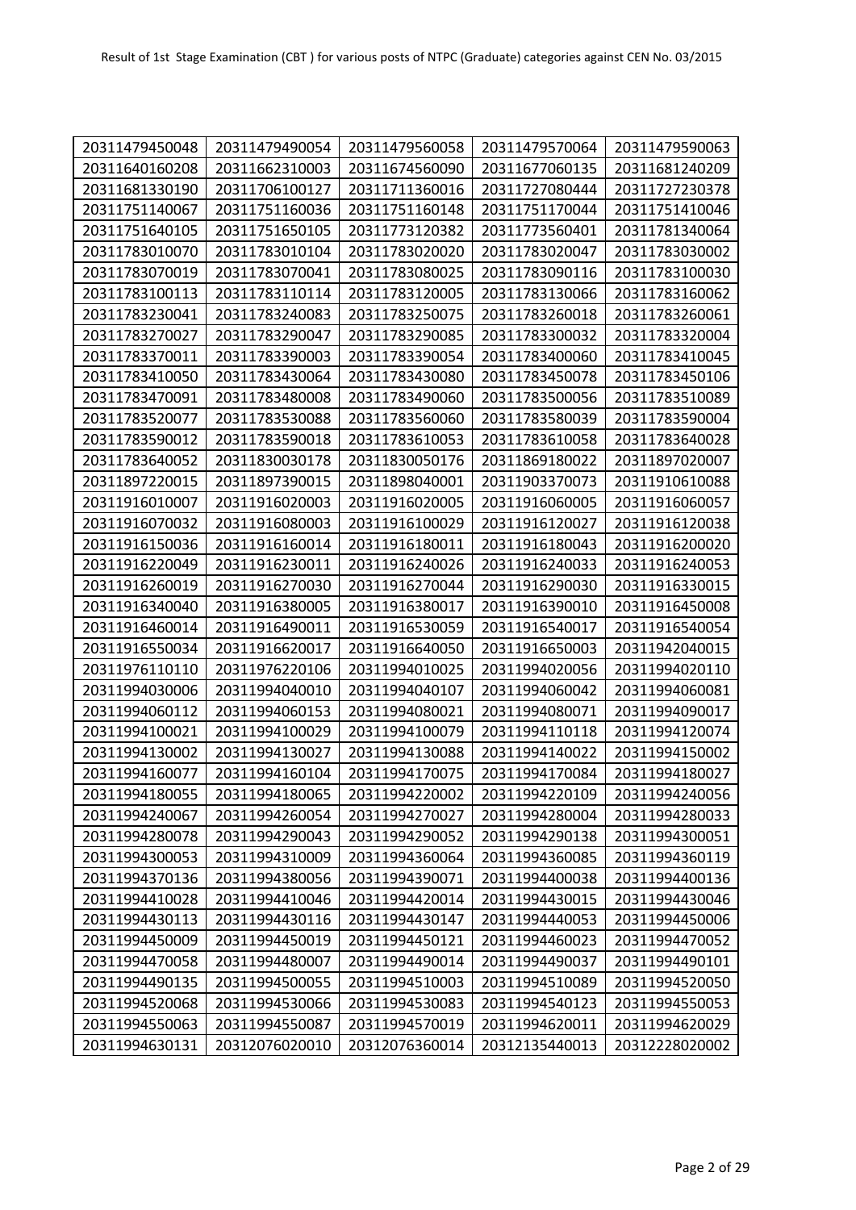| 20311479450048 | 20311479490054 | 20311479560058 | 20311479570064 | 20311479590063 |
| --- | --- | --- | --- | --- |
| 20311640160208 | 20311662310003 | 20311674560090 | 20311677060135 | 20311681240209 |
| 20311681330190 | 20311706100127 | 20311711360016 | 20311727080444 | 20311727230378 |
| 20311751140067 | 20311751160036 | 20311751160148 | 20311751170044 | 20311751410046 |
| 20311751640105 | 20311751650105 | 20311773120382 | 20311773560401 | 20311781340064 |
| 20311783010070 | 20311783010104 | 20311783020020 | 20311783020047 | 20311783030002 |
| 20311783070019 | 20311783070041 | 20311783080025 | 20311783090116 | 20311783100030 |
| 20311783100113 | 20311783110114 | 20311783120005 | 20311783130066 | 20311783160062 |
| 20311783230041 | 20311783240083 | 20311783250075 | 20311783260018 | 20311783260061 |
| 20311783270027 | 20311783290047 | 20311783290085 | 20311783300032 | 20311783320004 |
| 20311783370011 | 20311783390003 | 20311783390054 | 20311783400060 | 20311783410045 |
| 20311783410050 | 20311783430064 | 20311783430080 | 20311783450078 | 20311783450106 |
| 20311783470091 | 20311783480008 | 20311783490060 | 20311783500056 | 20311783510089 |
| 20311783520077 | 20311783530088 | 20311783560060 | 20311783580039 | 20311783590004 |
| 20311783590012 | 20311783590018 | 20311783610053 | 20311783610058 | 20311783640028 |
| 20311783640052 | 20311830030178 | 20311830050176 | 20311869180022 | 20311897020007 |
| 20311897220015 | 20311897390015 | 20311898040001 | 20311903370073 | 20311910610088 |
| 20311916010007 | 20311916020003 | 20311916020005 | 20311916060005 | 20311916060057 |
| 20311916070032 | 20311916080003 | 20311916100029 | 20311916120027 | 20311916120038 |
| 20311916150036 | 20311916160014 | 20311916180011 | 20311916180043 | 20311916200020 |
| 20311916220049 | 20311916230011 | 20311916240026 | 20311916240033 | 20311916240053 |
| 20311916260019 | 20311916270030 | 20311916270044 | 20311916290030 | 20311916330015 |
| 20311916340040 | 20311916380005 | 20311916380017 | 20311916390010 | 20311916450008 |
| 20311916460014 | 20311916490011 | 20311916530059 | 20311916540017 | 20311916540054 |
| 20311916550034 | 20311916620017 | 20311916640050 | 20311916650003 | 20311942040015 |
| 20311976110110 | 20311976220106 | 20311994010025 | 20311994020056 | 20311994020110 |
| 20311994030006 | 20311994040010 | 20311994040107 | 20311994060042 | 20311994060081 |
| 20311994060112 | 20311994060153 | 20311994080021 | 20311994080071 | 20311994090017 |
| 20311994100021 | 20311994100029 | 20311994100079 | 20311994110118 | 20311994120074 |
| 20311994130002 | 20311994130027 | 20311994130088 | 20311994140022 | 20311994150002 |
| 20311994160077 | 20311994160104 | 20311994170075 | 20311994170084 | 20311994180027 |
| 20311994180055 | 20311994180065 | 20311994220002 | 20311994220109 | 20311994240056 |
| 20311994240067 | 20311994260054 | 20311994270027 | 20311994280004 | 20311994280033 |
| 20311994280078 | 20311994290043 | 20311994290052 | 20311994290138 | 20311994300051 |
| 20311994300053 | 20311994310009 | 20311994360064 | 20311994360085 | 20311994360119 |
| 20311994370136 | 20311994380056 | 20311994390071 | 20311994400038 | 20311994400136 |
| 20311994410028 | 20311994410046 | 20311994420014 | 20311994430015 | 20311994430046 |
| 20311994430113 | 20311994430116 | 20311994430147 | 20311994440053 | 20311994450006 |
| 20311994450009 | 20311994450019 | 20311994450121 | 20311994460023 | 20311994470052 |
| 20311994470058 | 20311994480007 | 20311994490014 | 20311994490037 | 20311994490101 |
| 20311994490135 | 20311994500055 | 20311994510003 | 20311994510089 | 20311994520050 |
| 20311994520068 | 20311994530066 | 20311994530083 | 20311994540123 | 20311994550053 |
| 20311994550063 | 20311994550087 | 20311994570019 | 20311994620011 | 20311994620029 |
| 20311994630131 | 20312076020010 | 20312076360014 | 20312135440013 | 20312228020002 |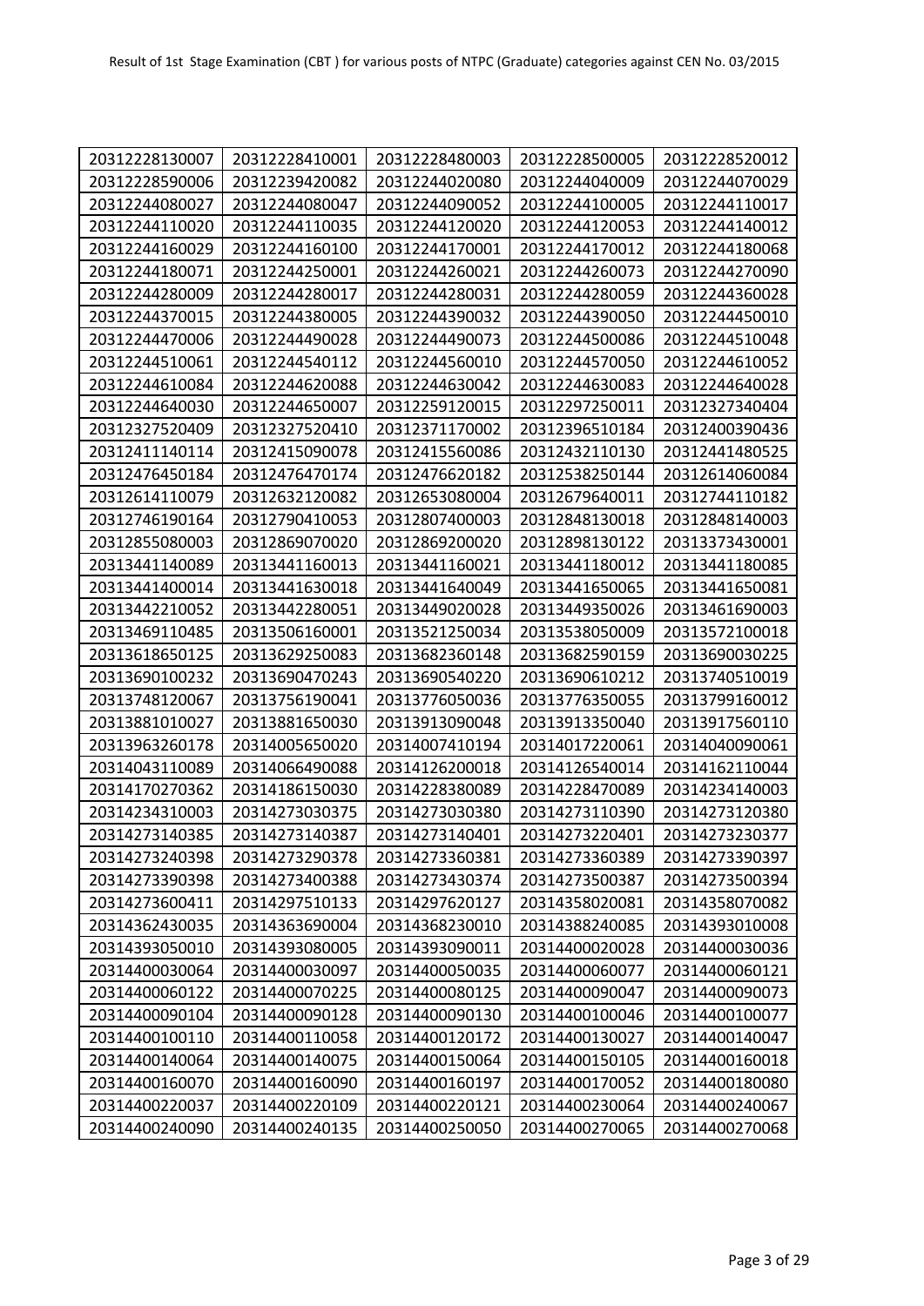| 20312228130007 | 20312228410001 | 20312228480003 | 20312228500005 | 20312228520012 |
|---|---|---|---|---|
| 20312228590006 | 20312239420082 | 20312244020080 | 20312244040009 | 20312244070029 |
| 20312244080027 | 20312244080047 | 20312244090052 | 20312244100005 | 20312244110017 |
| 20312244110020 | 20312244110035 | 20312244120020 | 20312244120053 | 20312244140012 |
| 20312244160029 | 20312244160100 | 20312244170001 | 20312244170012 | 20312244180068 |
| 20312244180071 | 20312244250001 | 20312244260021 | 20312244260073 | 20312244270090 |
| 20312244280009 | 20312244280017 | 20312244280031 | 20312244280059 | 20312244360028 |
| 20312244370015 | 20312244380005 | 20312244390032 | 20312244390050 | 20312244450010 |
| 20312244470006 | 20312244490028 | 20312244490073 | 20312244500086 | 20312244510048 |
| 20312244510061 | 20312244540112 | 20312244560010 | 20312244570050 | 20312244610052 |
| 20312244610084 | 20312244620088 | 20312244630042 | 20312244630083 | 20312244640028 |
| 20312244640030 | 20312244650007 | 20312259120015 | 20312297250011 | 20312327340404 |
| 20312327520409 | 20312327520410 | 20312371170002 | 20312396510184 | 20312400390436 |
| 20312411140114 | 20312415090078 | 20312415560086 | 20312432110130 | 20312441480525 |
| 20312476450184 | 20312476470174 | 20312476620182 | 20312538250144 | 20312614060084 |
| 20312614110079 | 20312632120082 | 20312653080004 | 20312679640011 | 20312744110182 |
| 20312746190164 | 20312790410053 | 20312807400003 | 20312848130018 | 20312848140003 |
| 20312855080003 | 20312869070020 | 20312869200020 | 20312898130122 | 20313373430001 |
| 20313441140089 | 20313441160013 | 20313441160021 | 20313441180012 | 20313441180085 |
| 20313441400014 | 20313441630018 | 20313441640049 | 20313441650065 | 20313441650081 |
| 20313442210052 | 20313442280051 | 20313449020028 | 20313449350026 | 20313461690003 |
| 20313469110485 | 20313506160001 | 20313521250034 | 20313538050009 | 20313572100018 |
| 20313618650125 | 20313629250083 | 20313682360148 | 20313682590159 | 20313690030225 |
| 20313690100232 | 20313690470243 | 20313690540220 | 20313690610212 | 20313740510019 |
| 20313748120067 | 20313756190041 | 20313776050036 | 20313776350055 | 20313799160012 |
| 20313881010027 | 20313881650030 | 20313913090048 | 20313913350040 | 20313917560110 |
| 20313963260178 | 20314005650020 | 20314007410194 | 20314017220061 | 20314040090061 |
| 20314043110089 | 20314066490088 | 20314126200018 | 20314126540014 | 20314162110044 |
| 20314170270362 | 20314186150030 | 20314228380089 | 20314228470089 | 20314234140003 |
| 20314234310003 | 20314273030375 | 20314273030380 | 20314273110390 | 20314273120380 |
| 20314273140385 | 20314273140387 | 20314273140401 | 20314273220401 | 20314273230377 |
| 20314273240398 | 20314273290378 | 20314273360381 | 20314273360389 | 20314273390397 |
| 20314273390398 | 20314273400388 | 20314273430374 | 20314273500387 | 20314273500394 |
| 20314273600411 | 20314297510133 | 20314297620127 | 20314358020081 | 20314358070082 |
| 20314362430035 | 20314363690004 | 20314368230010 | 20314388240085 | 20314393010008 |
| 20314393050010 | 20314393080005 | 20314393090011 | 20314400020028 | 20314400030036 |
| 20314400030064 | 20314400030097 | 20314400050035 | 20314400060077 | 20314400060121 |
| 20314400060122 | 20314400070225 | 20314400080125 | 20314400090047 | 20314400090073 |
| 20314400090104 | 20314400090128 | 20314400090130 | 20314400100046 | 20314400100077 |
| 20314400100110 | 20314400110058 | 20314400120172 | 20314400130027 | 20314400140047 |
| 20314400140064 | 20314400140075 | 20314400150064 | 20314400150105 | 20314400160018 |
| 20314400160070 | 20314400160090 | 20314400160197 | 20314400170052 | 20314400180080 |
| 20314400220037 | 20314400220109 | 20314400220121 | 20314400230064 | 20314400240067 |
| 20314400240090 | 20314400240135 | 20314400250050 | 20314400270065 | 20314400270068 |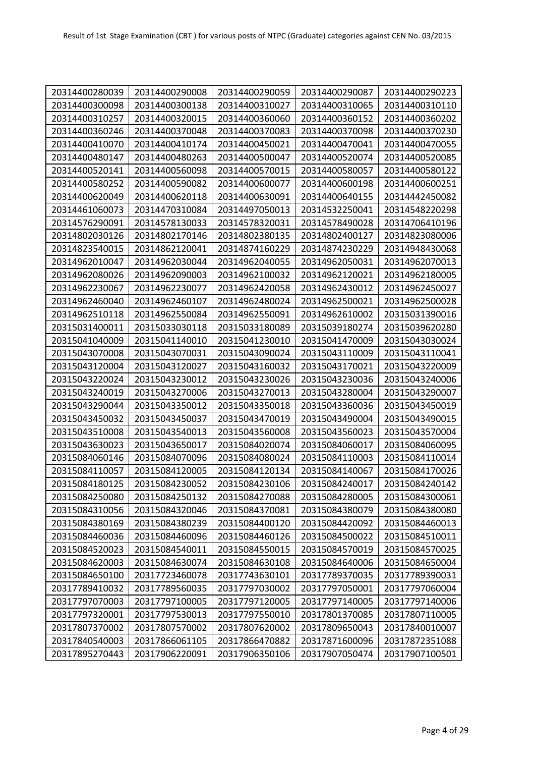| 20314400280039 | 20314400290008 | 20314400290059 | 20314400290087 | 20314400290223 |
| --- | --- | --- | --- | --- |
| 20314400300098 | 20314400300138 | 20314400310027 | 20314400310065 | 20314400310110 |
| 20314400310257 | 20314400320015 | 20314400360060 | 20314400360152 | 20314400360202 |
| 20314400360246 | 20314400370048 | 20314400370083 | 20314400370098 | 20314400370230 |
| 20314400410070 | 20314400410174 | 20314400450021 | 20314400470041 | 20314400470055 |
| 20314400480147 | 20314400480263 | 20314400500047 | 20314400520074 | 20314400520085 |
| 20314400520141 | 20314400560098 | 20314400570015 | 20314400580057 | 20314400580122 |
| 20314400580252 | 20314400590082 | 20314400600077 | 20314400600198 | 20314400600251 |
| 20314400620049 | 20314400620118 | 20314400630091 | 20314400640155 | 20314442450082 |
| 20314461060073 | 20314470310084 | 20314497050013 | 20314532250041 | 20314548220298 |
| 20314576290091 | 20314578130033 | 20314578320031 | 20314578490028 | 20314706410196 |
| 20314802030126 | 20314802170146 | 20314802380135 | 20314802400127 | 20314823080006 |
| 20314823540015 | 20314862120041 | 20314874160229 | 20314874230229 | 20314948430068 |
| 20314962010047 | 20314962030044 | 20314962040055 | 20314962050031 | 20314962070013 |
| 20314962080026 | 20314962090003 | 20314962100032 | 20314962120021 | 20314962180005 |
| 20314962230067 | 20314962230077 | 20314962420058 | 20314962430012 | 20314962450027 |
| 20314962460040 | 20314962460107 | 20314962480024 | 20314962500021 | 20314962500028 |
| 20314962510118 | 20314962550084 | 20314962550091 | 20314962610002 | 20315031390016 |
| 20315031400011 | 20315033030118 | 20315033180089 | 20315039180274 | 20315039620280 |
| 20315041040009 | 20315041140010 | 20315041230010 | 20315041470009 | 20315043030024 |
| 20315043070008 | 20315043070031 | 20315043090024 | 20315043110009 | 20315043110041 |
| 20315043120004 | 20315043120027 | 20315043160032 | 20315043170021 | 20315043220009 |
| 20315043220024 | 20315043230012 | 20315043230026 | 20315043230036 | 20315043240006 |
| 20315043240019 | 20315043270006 | 20315043270013 | 20315043280004 | 20315043290007 |
| 20315043290044 | 20315043350012 | 20315043350018 | 20315043360036 | 20315043450019 |
| 20315043450032 | 20315043450037 | 20315043470019 | 20315043490004 | 20315043490015 |
| 20315043510008 | 20315043540013 | 20315043560008 | 20315043560023 | 20315043570004 |
| 20315043630023 | 20315043650017 | 20315084020074 | 20315084060017 | 20315084060095 |
| 20315084060146 | 20315084070096 | 20315084080024 | 20315084110003 | 20315084110014 |
| 20315084110057 | 20315084120005 | 20315084120134 | 20315084140067 | 20315084170026 |
| 20315084180125 | 20315084230052 | 20315084230106 | 20315084240017 | 20315084240142 |
| 20315084250080 | 20315084250132 | 20315084270088 | 20315084280005 | 20315084300061 |
| 20315084310056 | 20315084320046 | 20315084370081 | 20315084380079 | 20315084380080 |
| 20315084380169 | 20315084380239 | 20315084400120 | 20315084420092 | 20315084460013 |
| 20315084460036 | 20315084460096 | 20315084460126 | 20315084500022 | 20315084510011 |
| 20315084520023 | 20315084540011 | 20315084550015 | 20315084570019 | 20315084570025 |
| 20315084620003 | 20315084630074 | 20315084630108 | 20315084640006 | 20315084650004 |
| 20315084650100 | 20317723460078 | 20317743630101 | 20317789370035 | 20317789390031 |
| 20317789410032 | 20317789560035 | 20317797030002 | 20317797050001 | 20317797060004 |
| 20317797070003 | 20317797100005 | 20317797120005 | 20317797140005 | 20317797140006 |
| 20317797320001 | 20317797530013 | 20317797550010 | 20317801370085 | 20317807110005 |
| 20317807370002 | 20317807570002 | 20317807620002 | 20317809650043 | 20317840010007 |
| 20317840540003 | 20317866061105 | 20317866470882 | 20317871600096 | 20317872351088 |
| 20317895270443 | 20317906220091 | 20317906350106 | 20317907050474 | 20317907100501 |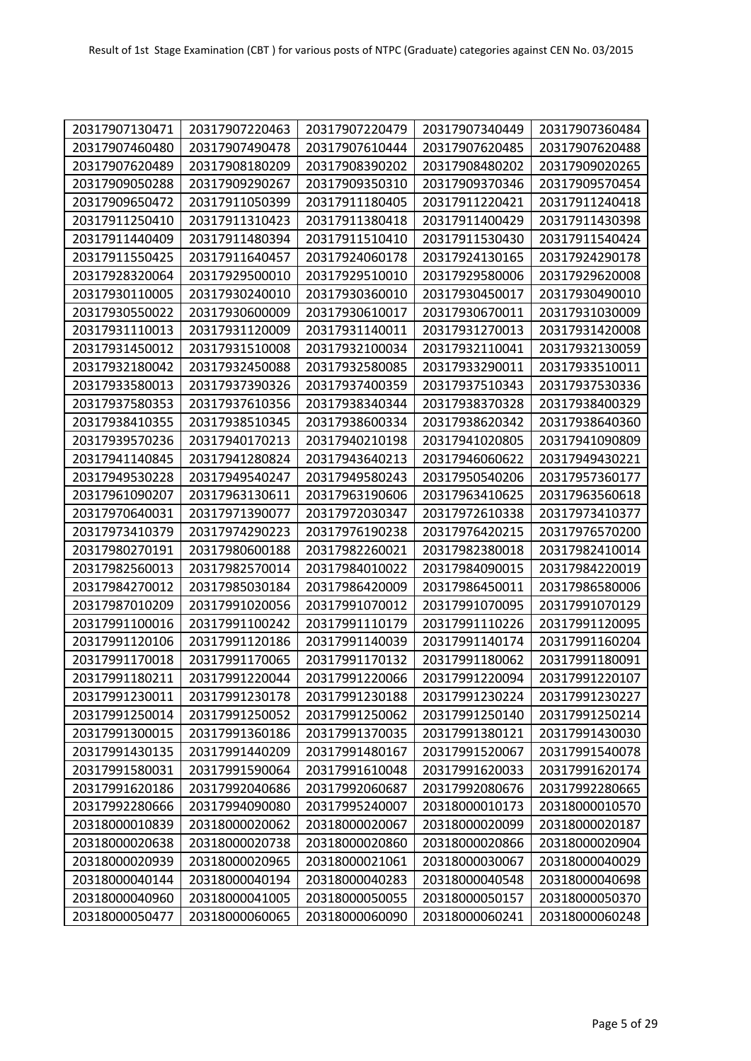| 20317907130471 | 20317907220463 | 20317907220479 | 20317907340449 | 20317907360484 |
|---|---|---|---|---|
| 20317907460480 | 20317907490478 | 20317907610444 | 20317907620485 | 20317907620488 |
| 20317907620489 | 20317908180209 | 20317908390202 | 20317908480202 | 20317909020265 |
| 20317909050288 | 20317909290267 | 20317909350310 | 20317909370346 | 20317909570454 |
| 20317909650472 | 20317911050399 | 20317911180405 | 20317911220421 | 20317911240418 |
| 20317911250410 | 20317911310423 | 20317911380418 | 20317911400429 | 20317911430398 |
| 20317911440409 | 20317911480394 | 20317911510410 | 20317911530430 | 20317911540424 |
| 20317911550425 | 20317911640457 | 20317924060178 | 20317924130165 | 20317924290178 |
| 20317928320064 | 20317929500010 | 20317929510010 | 20317929580006 | 20317929620008 |
| 20317930110005 | 20317930240010 | 20317930360010 | 20317930450017 | 20317930490010 |
| 20317930550022 | 20317930600009 | 20317930610017 | 20317930670011 | 20317931030009 |
| 20317931110013 | 20317931120009 | 20317931140011 | 20317931270013 | 20317931420008 |
| 20317931450012 | 20317931510008 | 20317932100034 | 20317932110041 | 20317932130059 |
| 20317932180042 | 20317932450088 | 20317932580085 | 20317933290011 | 20317933510011 |
| 20317933580013 | 20317937390326 | 20317937400359 | 20317937510343 | 20317937530336 |
| 20317937580353 | 20317937610356 | 20317938340344 | 20317938370328 | 20317938400329 |
| 20317938410355 | 20317938510345 | 20317938600334 | 20317938620342 | 20317938640360 |
| 20317939570236 | 20317940170213 | 20317940210198 | 20317941020805 | 20317941090809 |
| 20317941140845 | 20317941280824 | 20317943640213 | 20317946060622 | 20317949430221 |
| 20317949530228 | 20317949540247 | 20317949580243 | 20317950540206 | 20317957360177 |
| 20317961090207 | 20317963130611 | 20317963190606 | 20317963410625 | 20317963560618 |
| 20317970640031 | 20317971390077 | 20317972030347 | 20317972610338 | 20317973410377 |
| 20317973410379 | 20317974290223 | 20317976190238 | 20317976420215 | 20317976570200 |
| 20317980270191 | 20317980600188 | 20317982260021 | 20317982380018 | 20317982410014 |
| 20317982560013 | 20317982570014 | 20317984010022 | 20317984090015 | 20317984220019 |
| 20317984270012 | 20317985030184 | 20317986420009 | 20317986450011 | 20317986580006 |
| 20317987010209 | 20317991020056 | 20317991070012 | 20317991070095 | 20317991070129 |
| 20317991100016 | 20317991100242 | 20317991110179 | 20317991110226 | 20317991120095 |
| 20317991120106 | 20317991120186 | 20317991140039 | 20317991140174 | 20317991160204 |
| 20317991170018 | 20317991170065 | 20317991170132 | 20317991180062 | 20317991180091 |
| 20317991180211 | 20317991220044 | 20317991220066 | 20317991220094 | 20317991220107 |
| 20317991230011 | 20317991230178 | 20317991230188 | 20317991230224 | 20317991230227 |
| 20317991250014 | 20317991250052 | 20317991250062 | 20317991250140 | 20317991250214 |
| 20317991300015 | 20317991360186 | 20317991370035 | 20317991380121 | 20317991430030 |
| 20317991430135 | 20317991440209 | 20317991480167 | 20317991520067 | 20317991540078 |
| 20317991580031 | 20317991590064 | 20317991610048 | 20317991620033 | 20317991620174 |
| 20317991620186 | 20317992040686 | 20317992060687 | 20317992080676 | 20317992280665 |
| 20317992280666 | 20317994090080 | 20317995240007 | 20318000010173 | 20318000010570 |
| 20318000010839 | 20318000020062 | 20318000020067 | 20318000020099 | 20318000020187 |
| 20318000020638 | 20318000020738 | 20318000020860 | 20318000020866 | 20318000020904 |
| 20318000020939 | 20318000020965 | 20318000021061 | 20318000030067 | 20318000040029 |
| 20318000040144 | 20318000040194 | 20318000040283 | 20318000040548 | 20318000040698 |
| 20318000040960 | 20318000041005 | 20318000050055 | 20318000050157 | 20318000050370 |
| 20318000050477 | 20318000060065 | 20318000060090 | 20318000060241 | 20318000060248 |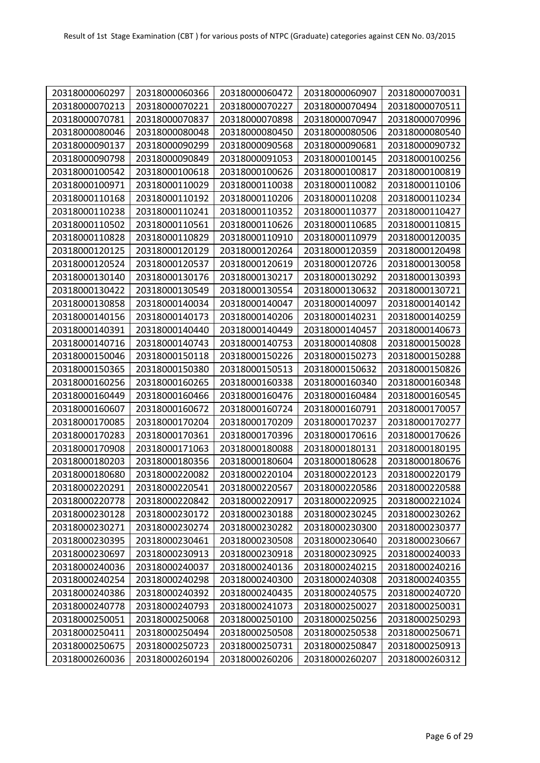| 20318000060297 | 20318000060366 | 20318000060472 | 20318000060907 | 20318000070031 |
|---|---|---|---|---|
| 20318000070213 | 20318000070221 | 20318000070227 | 20318000070494 | 20318000070511 |
| 20318000070781 | 20318000070837 | 20318000070898 | 20318000070947 | 20318000070996 |
| 20318000080046 | 20318000080048 | 20318000080450 | 20318000080506 | 20318000080540 |
| 20318000090137 | 20318000090299 | 20318000090568 | 20318000090681 | 20318000090732 |
| 20318000090798 | 20318000090849 | 20318000091053 | 20318000100145 | 20318000100256 |
| 20318000100542 | 20318000100618 | 20318000100626 | 20318000100817 | 20318000100819 |
| 20318000100971 | 20318000110029 | 20318000110038 | 20318000110082 | 20318000110106 |
| 20318000110168 | 20318000110192 | 20318000110206 | 20318000110208 | 20318000110234 |
| 20318000110238 | 20318000110241 | 20318000110352 | 20318000110377 | 20318000110427 |
| 20318000110502 | 20318000110561 | 20318000110626 | 20318000110685 | 20318000110815 |
| 20318000110828 | 20318000110829 | 20318000110910 | 20318000110979 | 20318000120035 |
| 20318000120125 | 20318000120129 | 20318000120264 | 20318000120359 | 20318000120498 |
| 20318000120524 | 20318000120537 | 20318000120619 | 20318000120726 | 20318000130058 |
| 20318000130140 | 20318000130176 | 20318000130217 | 20318000130292 | 20318000130393 |
| 20318000130422 | 20318000130549 | 20318000130554 | 20318000130632 | 20318000130721 |
| 20318000130858 | 20318000140034 | 20318000140047 | 20318000140097 | 20318000140142 |
| 20318000140156 | 20318000140173 | 20318000140206 | 20318000140231 | 20318000140259 |
| 20318000140391 | 20318000140440 | 20318000140449 | 20318000140457 | 20318000140673 |
| 20318000140716 | 20318000140743 | 20318000140753 | 20318000140808 | 20318000150028 |
| 20318000150046 | 20318000150118 | 20318000150226 | 20318000150273 | 20318000150288 |
| 20318000150365 | 20318000150380 | 20318000150513 | 20318000150632 | 20318000150826 |
| 20318000160256 | 20318000160265 | 20318000160338 | 20318000160340 | 20318000160348 |
| 20318000160449 | 20318000160466 | 20318000160476 | 20318000160484 | 20318000160545 |
| 20318000160607 | 20318000160672 | 20318000160724 | 20318000160791 | 20318000170057 |
| 20318000170085 | 20318000170204 | 20318000170209 | 20318000170237 | 20318000170277 |
| 20318000170283 | 20318000170361 | 20318000170396 | 20318000170616 | 20318000170626 |
| 20318000170908 | 20318000171063 | 20318000180088 | 20318000180131 | 20318000180195 |
| 20318000180203 | 20318000180356 | 20318000180604 | 20318000180628 | 20318000180676 |
| 20318000180680 | 20318000220082 | 20318000220104 | 20318000220123 | 20318000220179 |
| 20318000220291 | 20318000220541 | 20318000220567 | 20318000220586 | 20318000220588 |
| 20318000220778 | 20318000220842 | 20318000220917 | 20318000220925 | 20318000221024 |
| 20318000230128 | 20318000230172 | 20318000230188 | 20318000230245 | 20318000230262 |
| 20318000230271 | 20318000230274 | 20318000230282 | 20318000230300 | 20318000230377 |
| 20318000230395 | 20318000230461 | 20318000230508 | 20318000230640 | 20318000230667 |
| 20318000230697 | 20318000230913 | 20318000230918 | 20318000230925 | 20318000240033 |
| 20318000240036 | 20318000240037 | 20318000240136 | 20318000240215 | 20318000240216 |
| 20318000240254 | 20318000240298 | 20318000240300 | 20318000240308 | 20318000240355 |
| 20318000240386 | 20318000240392 | 20318000240435 | 20318000240575 | 20318000240720 |
| 20318000240778 | 20318000240793 | 20318000241073 | 20318000250027 | 20318000250031 |
| 20318000250051 | 20318000250068 | 20318000250100 | 20318000250256 | 20318000250293 |
| 20318000250411 | 20318000250494 | 20318000250508 | 20318000250538 | 20318000250671 |
| 20318000250675 | 20318000250723 | 20318000250731 | 20318000250847 | 20318000250913 |
| 20318000260036 | 20318000260194 | 20318000260206 | 20318000260207 | 20318000260312 |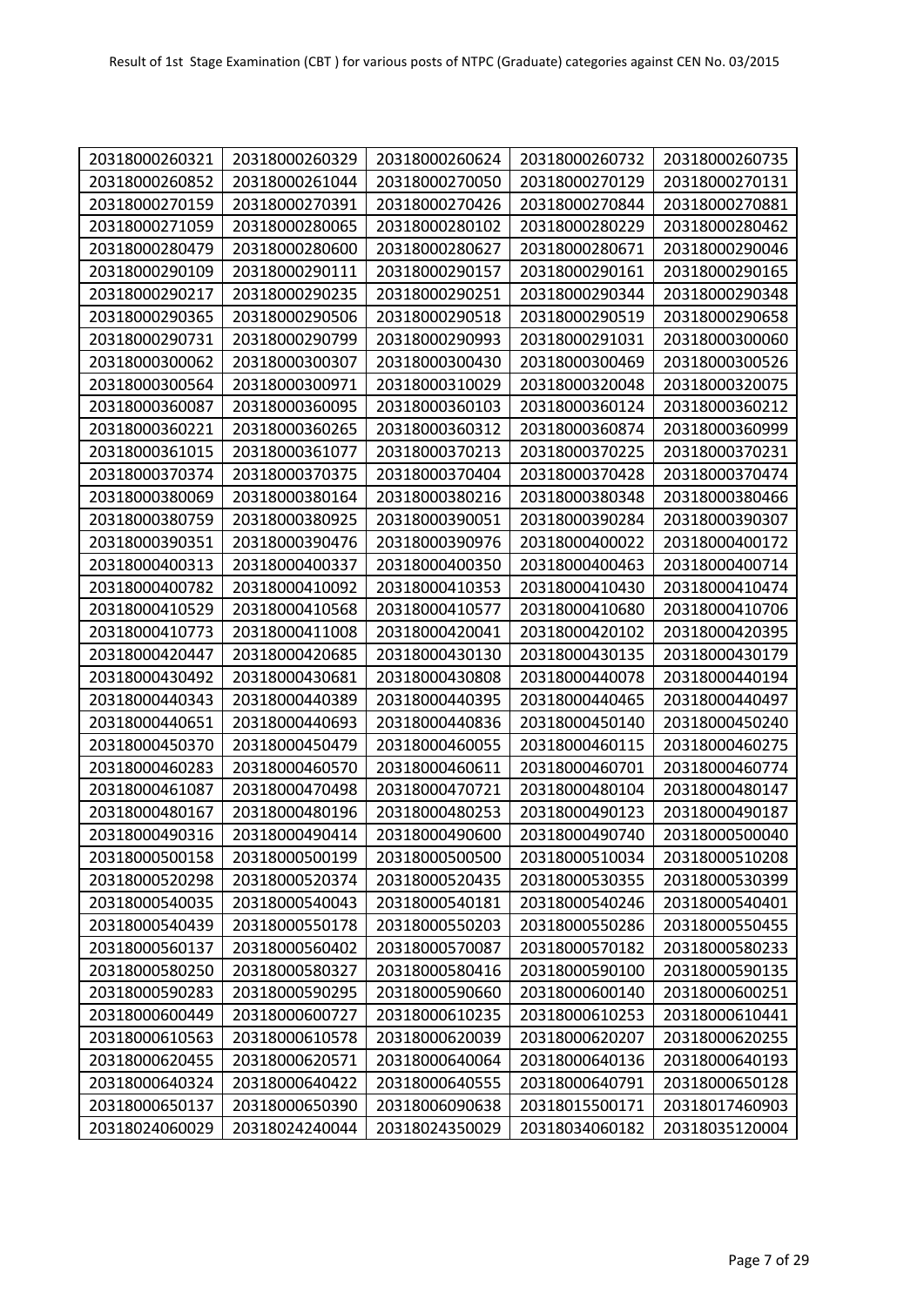| 20318000260321 | 20318000260329 | 20318000260624 | 20318000260732 | 20318000260735 |
|---|---|---|---|---|
| 20318000260852 | 20318000261044 | 20318000270050 | 20318000270129 | 20318000270131 |
| 20318000270159 | 20318000270391 | 20318000270426 | 20318000270844 | 20318000270881 |
| 20318000271059 | 20318000280065 | 20318000280102 | 20318000280229 | 20318000280462 |
| 20318000280479 | 20318000280600 | 20318000280627 | 20318000280671 | 20318000290046 |
| 20318000290109 | 20318000290111 | 20318000290157 | 20318000290161 | 20318000290165 |
| 20318000290217 | 20318000290235 | 20318000290251 | 20318000290344 | 20318000290348 |
| 20318000290365 | 20318000290506 | 20318000290518 | 20318000290519 | 20318000290658 |
| 20318000290731 | 20318000290799 | 20318000290993 | 20318000291031 | 20318000300060 |
| 20318000300062 | 20318000300307 | 20318000300430 | 20318000300469 | 20318000300526 |
| 20318000300564 | 20318000300971 | 20318000310029 | 20318000320048 | 20318000320075 |
| 20318000360087 | 20318000360095 | 20318000360103 | 20318000360124 | 20318000360212 |
| 20318000360221 | 20318000360265 | 20318000360312 | 20318000360874 | 20318000360999 |
| 20318000361015 | 20318000361077 | 20318000370213 | 20318000370225 | 20318000370231 |
| 20318000370374 | 20318000370375 | 20318000370404 | 20318000370428 | 20318000370474 |
| 20318000380069 | 20318000380164 | 20318000380216 | 20318000380348 | 20318000380466 |
| 20318000380759 | 20318000380925 | 20318000390051 | 20318000390284 | 20318000390307 |
| 20318000390351 | 20318000390476 | 20318000390976 | 20318000400022 | 20318000400172 |
| 20318000400313 | 20318000400337 | 20318000400350 | 20318000400463 | 20318000400714 |
| 20318000400782 | 20318000410092 | 20318000410353 | 20318000410430 | 20318000410474 |
| 20318000410529 | 20318000410568 | 20318000410577 | 20318000410680 | 20318000410706 |
| 20318000410773 | 20318000411008 | 20318000420041 | 20318000420102 | 20318000420395 |
| 20318000420447 | 20318000420685 | 20318000430130 | 20318000430135 | 20318000430179 |
| 20318000430492 | 20318000430681 | 20318000430808 | 20318000440078 | 20318000440194 |
| 20318000440343 | 20318000440389 | 20318000440395 | 20318000440465 | 20318000440497 |
| 20318000440651 | 20318000440693 | 20318000440836 | 20318000450140 | 20318000450240 |
| 20318000450370 | 20318000450479 | 20318000460055 | 20318000460115 | 20318000460275 |
| 20318000460283 | 20318000460570 | 20318000460611 | 20318000460701 | 20318000460774 |
| 20318000461087 | 20318000470498 | 20318000470721 | 20318000480104 | 20318000480147 |
| 20318000480167 | 20318000480196 | 20318000480253 | 20318000490123 | 20318000490187 |
| 20318000490316 | 20318000490414 | 20318000490600 | 20318000490740 | 20318000500040 |
| 20318000500158 | 20318000500199 | 20318000500500 | 20318000510034 | 20318000510208 |
| 20318000520298 | 20318000520374 | 20318000520435 | 20318000530355 | 20318000530399 |
| 20318000540035 | 20318000540043 | 20318000540181 | 20318000540246 | 20318000540401 |
| 20318000540439 | 20318000550178 | 20318000550203 | 20318000550286 | 20318000550455 |
| 20318000560137 | 20318000560402 | 20318000570087 | 20318000570182 | 20318000580233 |
| 20318000580250 | 20318000580327 | 20318000580416 | 20318000590100 | 20318000590135 |
| 20318000590283 | 20318000590295 | 20318000590660 | 20318000600140 | 20318000600251 |
| 20318000600449 | 20318000600727 | 20318000610235 | 20318000610253 | 20318000610441 |
| 20318000610563 | 20318000610578 | 20318000620039 | 20318000620207 | 20318000620255 |
| 20318000620455 | 20318000620571 | 20318000640064 | 20318000640136 | 20318000640193 |
| 20318000640324 | 20318000640422 | 20318000640555 | 20318000640791 | 20318000650128 |
| 20318000650137 | 20318000650390 | 20318006090638 | 20318015500171 | 20318017460903 |
| 20318024060029 | 20318024240044 | 20318024350029 | 20318034060182 | 20318035120004 |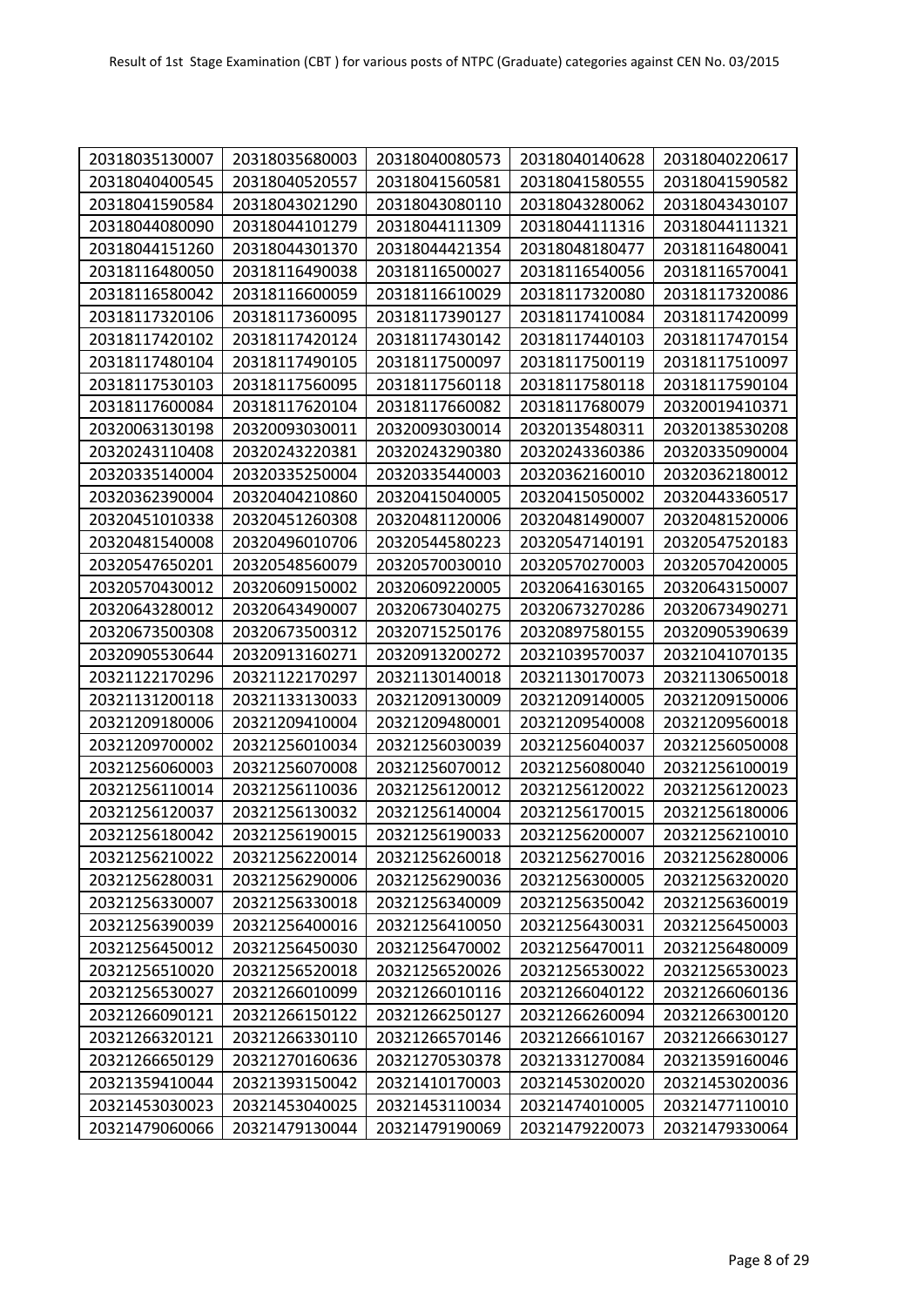| 20318035130007 | 20318035680003 | 20318040080573 | 20318040140628 | 20318040220617 |
|---|---|---|---|---|
| 20318040400545 | 20318040520557 | 20318041560581 | 20318041580555 | 20318041590582 |
| 20318041590584 | 20318043021290 | 20318043080110 | 20318043280062 | 20318043430107 |
| 20318044080090 | 20318044101279 | 20318044111309 | 20318044111316 | 20318044111321 |
| 20318044151260 | 20318044301370 | 20318044421354 | 20318048180477 | 20318116480041 |
| 20318116480050 | 20318116490038 | 20318116500027 | 20318116540056 | 20318116570041 |
| 20318116580042 | 20318116600059 | 20318116610029 | 20318117320080 | 20318117320086 |
| 20318117320106 | 20318117360095 | 20318117390127 | 20318117410084 | 20318117420099 |
| 20318117420102 | 20318117420124 | 20318117430142 | 20318117440103 | 20318117470154 |
| 20318117480104 | 20318117490105 | 20318117500097 | 20318117500119 | 20318117510097 |
| 20318117530103 | 20318117560095 | 20318117560118 | 20318117580118 | 20318117590104 |
| 20318117600084 | 20318117620104 | 20318117660082 | 20318117680079 | 20320019410371 |
| 20320063130198 | 20320093030011 | 20320093030014 | 20320135480311 | 20320138530208 |
| 20320243110408 | 20320243220381 | 20320243290380 | 20320243360386 | 20320335090004 |
| 20320335140004 | 20320335250004 | 20320335440003 | 20320362160010 | 20320362180012 |
| 20320362390004 | 20320404210860 | 20320415040005 | 20320415050002 | 20320443360517 |
| 20320451010338 | 20320451260308 | 20320481120006 | 20320481490007 | 20320481520006 |
| 20320481540008 | 20320496010706 | 20320544580223 | 20320547140191 | 20320547520183 |
| 20320547650201 | 20320548560079 | 20320570030010 | 20320570270003 | 20320570420005 |
| 20320570430012 | 20320609150002 | 20320609220005 | 20320641630165 | 20320643150007 |
| 20320643280012 | 20320643490007 | 20320673040275 | 20320673270286 | 20320673490271 |
| 20320673500308 | 20320673500312 | 20320715250176 | 20320897580155 | 20320905390639 |
| 20320905530644 | 20320913160271 | 20320913200272 | 20321039570037 | 20321041070135 |
| 20321122170296 | 20321122170297 | 20321130140018 | 20321130170073 | 20321130650018 |
| 20321131200118 | 20321133130033 | 20321209130009 | 20321209140005 | 20321209150006 |
| 20321209180006 | 20321209410004 | 20321209480001 | 20321209540008 | 20321209560018 |
| 20321209700002 | 20321256010034 | 20321256030039 | 20321256040037 | 20321256050008 |
| 20321256060003 | 20321256070008 | 20321256070012 | 20321256080040 | 20321256100019 |
| 20321256110014 | 20321256110036 | 20321256120012 | 20321256120022 | 20321256120023 |
| 20321256120037 | 20321256130032 | 20321256140004 | 20321256170015 | 20321256180006 |
| 20321256180042 | 20321256190015 | 20321256190033 | 20321256200007 | 20321256210010 |
| 20321256210022 | 20321256220014 | 20321256260018 | 20321256270016 | 20321256280006 |
| 20321256280031 | 20321256290006 | 20321256290036 | 20321256300005 | 20321256320020 |
| 20321256330007 | 20321256330018 | 20321256340009 | 20321256350042 | 20321256360019 |
| 20321256390039 | 20321256400016 | 20321256410050 | 20321256430031 | 20321256450003 |
| 20321256450012 | 20321256450030 | 20321256470002 | 20321256470011 | 20321256480009 |
| 20321256510020 | 20321256520018 | 20321256520026 | 20321256530022 | 20321256530023 |
| 20321256530027 | 20321266010099 | 20321266010116 | 20321266040122 | 20321266060136 |
| 20321266090121 | 20321266150122 | 20321266250127 | 20321266260094 | 20321266300120 |
| 20321266320121 | 20321266330110 | 20321266570146 | 20321266610167 | 20321266630127 |
| 20321266650129 | 20321270160636 | 20321270530378 | 20321331270084 | 20321359160046 |
| 20321359410044 | 20321393150042 | 20321410170003 | 20321453020020 | 20321453020036 |
| 20321453030023 | 20321453040025 | 20321453110034 | 20321474010005 | 20321477110010 |
| 20321479060066 | 20321479130044 | 20321479190069 | 20321479220073 | 20321479330064 |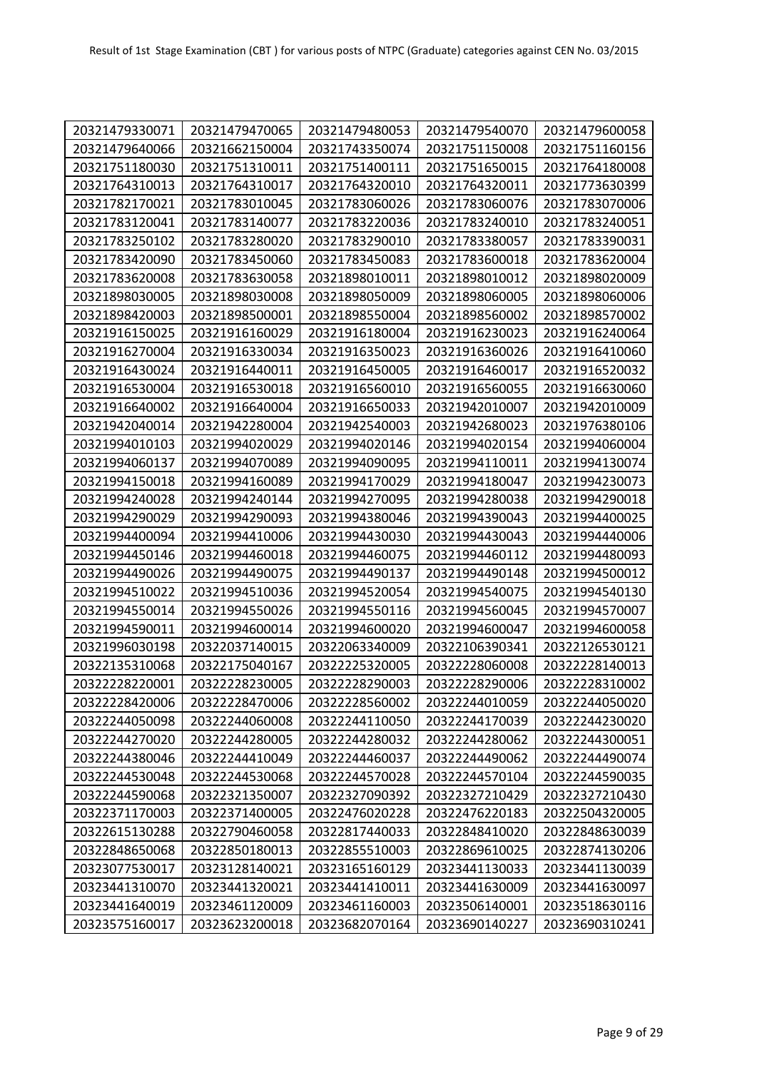| 20321479330071 | 20321479470065 | 20321479480053 | 20321479540070 | 20321479600058 |
|---|---|---|---|---|
| 20321479640066 | 20321662150004 | 20321743350074 | 20321751150008 | 20321751160156 |
| 20321751180030 | 20321751310011 | 20321751400111 | 20321751650015 | 20321764180008 |
| 20321764310013 | 20321764310017 | 20321764320010 | 20321764320011 | 20321773630399 |
| 20321782170021 | 20321783010045 | 20321783060026 | 20321783060076 | 20321783070006 |
| 20321783120041 | 20321783140077 | 20321783220036 | 20321783240010 | 20321783240051 |
| 20321783250102 | 20321783280020 | 20321783290010 | 20321783380057 | 20321783390031 |
| 20321783420090 | 20321783450060 | 20321783450083 | 20321783600018 | 20321783620004 |
| 20321783620008 | 20321783630058 | 20321898010011 | 20321898010012 | 20321898020009 |
| 20321898030005 | 20321898030008 | 20321898050009 | 20321898060005 | 20321898060006 |
| 20321898420003 | 20321898500001 | 20321898550004 | 20321898560002 | 20321898570002 |
| 20321916150025 | 20321916160029 | 20321916180004 | 20321916230023 | 20321916240064 |
| 20321916270004 | 20321916330034 | 20321916350023 | 20321916360026 | 20321916410060 |
| 20321916430024 | 20321916440011 | 20321916450005 | 20321916460017 | 20321916520032 |
| 20321916530004 | 20321916530018 | 20321916560010 | 20321916560055 | 20321916630060 |
| 20321916640002 | 20321916640004 | 20321916650033 | 20321942010007 | 20321942010009 |
| 20321942040014 | 20321942280004 | 20321942540003 | 20321942680023 | 20321976380106 |
| 20321994010103 | 20321994020029 | 20321994020146 | 20321994020154 | 20321994060004 |
| 20321994060137 | 20321994070089 | 20321994090095 | 20321994110011 | 20321994130074 |
| 20321994150018 | 20321994160089 | 20321994170029 | 20321994180047 | 20321994230073 |
| 20321994240028 | 20321994240144 | 20321994270095 | 20321994280038 | 20321994290018 |
| 20321994290029 | 20321994290093 | 20321994380046 | 20321994390043 | 20321994400025 |
| 20321994400094 | 20321994410006 | 20321994430030 | 20321994430043 | 20321994440006 |
| 20321994450146 | 20321994460018 | 20321994460075 | 20321994460112 | 20321994480093 |
| 20321994490026 | 20321994490075 | 20321994490137 | 20321994490148 | 20321994500012 |
| 20321994510022 | 20321994510036 | 20321994520054 | 20321994540075 | 20321994540130 |
| 20321994550014 | 20321994550026 | 20321994550116 | 20321994560045 | 20321994570007 |
| 20321994590011 | 20321994600014 | 20321994600020 | 20321994600047 | 20321994600058 |
| 20321996030198 | 20322037140015 | 20322063340009 | 20322106390341 | 20322126530121 |
| 20322135310068 | 20322175040167 | 20322225320005 | 20322228060008 | 20322228140013 |
| 20322228220001 | 20322228230005 | 20322228290003 | 20322228290006 | 20322228310002 |
| 20322228420006 | 20322228470006 | 20322228560002 | 20322244010059 | 20322244050020 |
| 20322244050098 | 20322244060008 | 20322244110050 | 20322244170039 | 20322244230020 |
| 20322244270020 | 20322244280005 | 20322244280032 | 20322244280062 | 20322244300051 |
| 20322244380046 | 20322244410049 | 20322244460037 | 20322244490062 | 20322244490074 |
| 20322244530048 | 20322244530068 | 20322244570028 | 20322244570104 | 20322244590035 |
| 20322244590068 | 20322321350007 | 20322327090392 | 20322327210429 | 20322327210430 |
| 20322371170003 | 20322371400005 | 20322476020228 | 20322476220183 | 20322504320005 |
| 20322615130288 | 20322790460058 | 20322817440033 | 20322848410020 | 20322848630039 |
| 20322848650068 | 20322850180013 | 20322855510003 | 20322869610025 | 20322874130206 |
| 20323077530017 | 20323128140021 | 20323165160129 | 20323441130033 | 20323441130039 |
| 20323441310070 | 20323441320021 | 20323441410011 | 20323441630009 | 20323441630097 |
| 20323441640019 | 20323461120009 | 20323461160003 | 20323506140001 | 20323518630116 |
| 20323575160017 | 20323623200018 | 20323682070164 | 20323690140227 | 20323690310241 |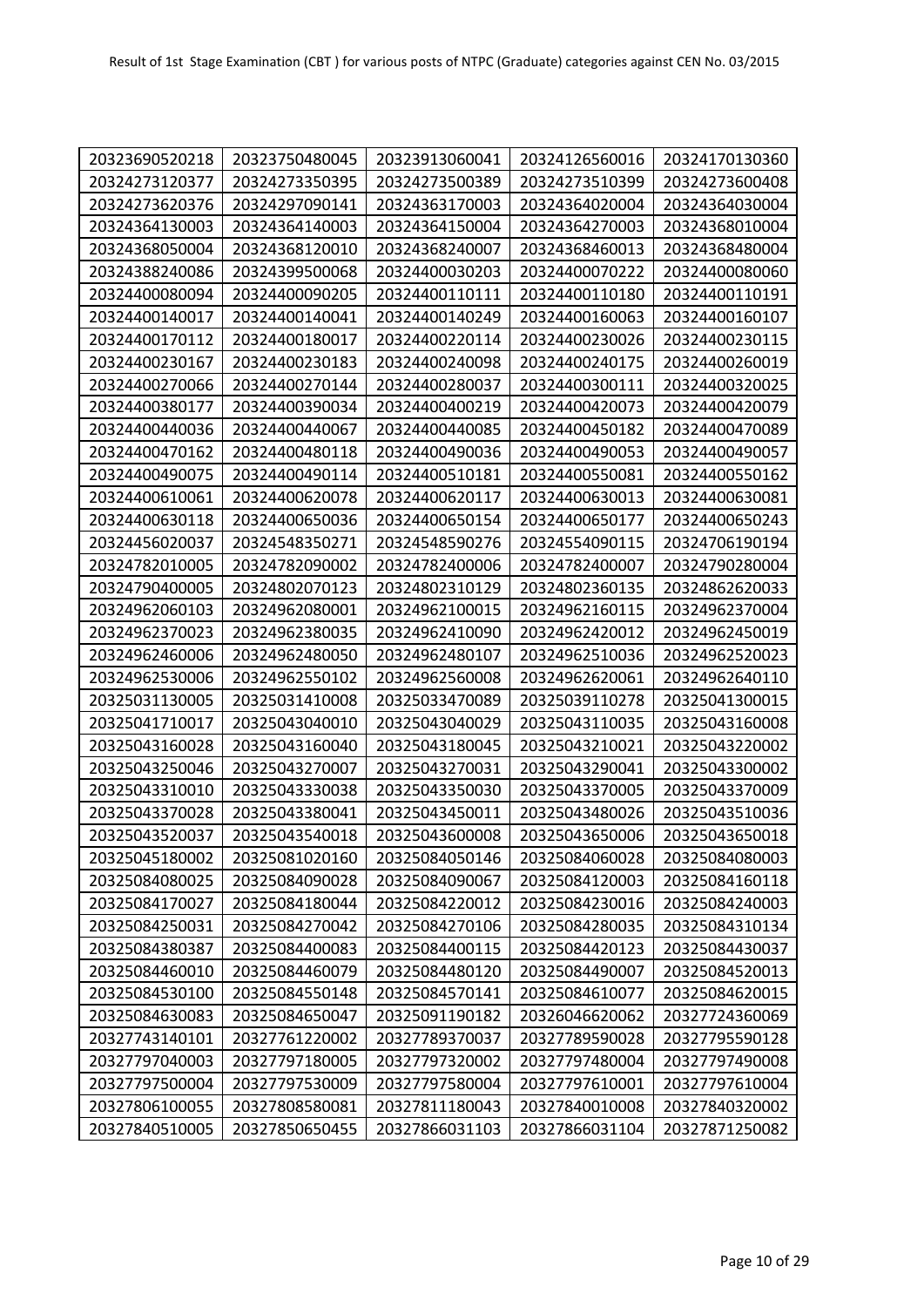| 20323690520218 | 20323750480045 | 20323913060041 | 20324126560016 | 20324170130360 |
|---|---|---|---|---|
| 20324273120377 | 20324273350395 | 20324273500389 | 20324273510399 | 20324273600408 |
| 20324273620376 | 20324297090141 | 20324363170003 | 20324364020004 | 20324364030004 |
| 20324364130003 | 20324364140003 | 20324364150004 | 20324364270003 | 20324368010004 |
| 20324368050004 | 20324368120010 | 20324368240007 | 20324368460013 | 20324368480004 |
| 20324388240086 | 20324399500068 | 20324400030203 | 20324400070222 | 20324400080060 |
| 20324400080094 | 20324400090205 | 20324400110111 | 20324400110180 | 20324400110191 |
| 20324400140017 | 20324400140041 | 20324400140249 | 20324400160063 | 20324400160107 |
| 20324400170112 | 20324400180017 | 20324400220114 | 20324400230026 | 20324400230115 |
| 20324400230167 | 20324400230183 | 20324400240098 | 20324400240175 | 20324400260019 |
| 20324400270066 | 20324400270144 | 20324400280037 | 20324400300111 | 20324400320025 |
| 20324400380177 | 20324400390034 | 20324400400219 | 20324400420073 | 20324400420079 |
| 20324400440036 | 20324400440067 | 20324400440085 | 20324400450182 | 20324400470089 |
| 20324400470162 | 20324400480118 | 20324400490036 | 20324400490053 | 20324400490057 |
| 20324400490075 | 20324400490114 | 20324400510181 | 20324400550081 | 20324400550162 |
| 20324400610061 | 20324400620078 | 20324400620117 | 20324400630013 | 20324400630081 |
| 20324400630118 | 20324400650036 | 20324400650154 | 20324400650177 | 20324400650243 |
| 20324456020037 | 20324548350271 | 20324548590276 | 20324554090115 | 20324706190194 |
| 20324782010005 | 20324782090002 | 20324782400006 | 20324782400007 | 20324790280004 |
| 20324790400005 | 20324802070123 | 20324802310129 | 20324802360135 | 20324862620033 |
| 20324962060103 | 20324962080001 | 20324962100015 | 20324962160115 | 20324962370004 |
| 20324962370023 | 20324962380035 | 20324962410090 | 20324962420012 | 20324962450019 |
| 20324962460006 | 20324962480050 | 20324962480107 | 20324962510036 | 20324962520023 |
| 20324962530006 | 20324962550102 | 20324962560008 | 20324962620061 | 20324962640110 |
| 20325031130005 | 20325031410008 | 20325033470089 | 20325039110278 | 20325041300015 |
| 20325041710017 | 20325043040010 | 20325043040029 | 20325043110035 | 20325043160008 |
| 20325043160028 | 20325043160040 | 20325043180045 | 20325043210021 | 20325043220002 |
| 20325043250046 | 20325043270007 | 20325043270031 | 20325043290041 | 20325043300002 |
| 20325043310010 | 20325043330038 | 20325043350030 | 20325043370005 | 20325043370009 |
| 20325043370028 | 20325043380041 | 20325043450011 | 20325043480026 | 20325043510036 |
| 20325043520037 | 20325043540018 | 20325043600008 | 20325043650006 | 20325043650018 |
| 20325045180002 | 20325081020160 | 20325084050146 | 20325084060028 | 20325084080003 |
| 20325084080025 | 20325084090028 | 20325084090067 | 20325084120003 | 20325084160118 |
| 20325084170027 | 20325084180044 | 20325084220012 | 20325084230016 | 20325084240003 |
| 20325084250031 | 20325084270042 | 20325084270106 | 20325084280035 | 20325084310134 |
| 20325084380387 | 20325084400083 | 20325084400115 | 20325084420123 | 20325084430037 |
| 20325084460010 | 20325084460079 | 20325084480120 | 20325084490007 | 20325084520013 |
| 20325084530100 | 20325084550148 | 20325084570141 | 20325084610077 | 20325084620015 |
| 20325084630083 | 20325084650047 | 20325091190182 | 20326046620062 | 20327724360069 |
| 20327743140101 | 20327761220002 | 20327789370037 | 20327789590028 | 20327795590128 |
| 20327797040003 | 20327797180005 | 20327797320002 | 20327797480004 | 20327797490008 |
| 20327797500004 | 20327797530009 | 20327797580004 | 20327797610001 | 20327797610004 |
| 20327806100055 | 20327808580081 | 20327811180043 | 20327840010008 | 20327840320002 |
| 20327840510005 | 20327850650455 | 20327866031103 | 20327866031104 | 20327871250082 |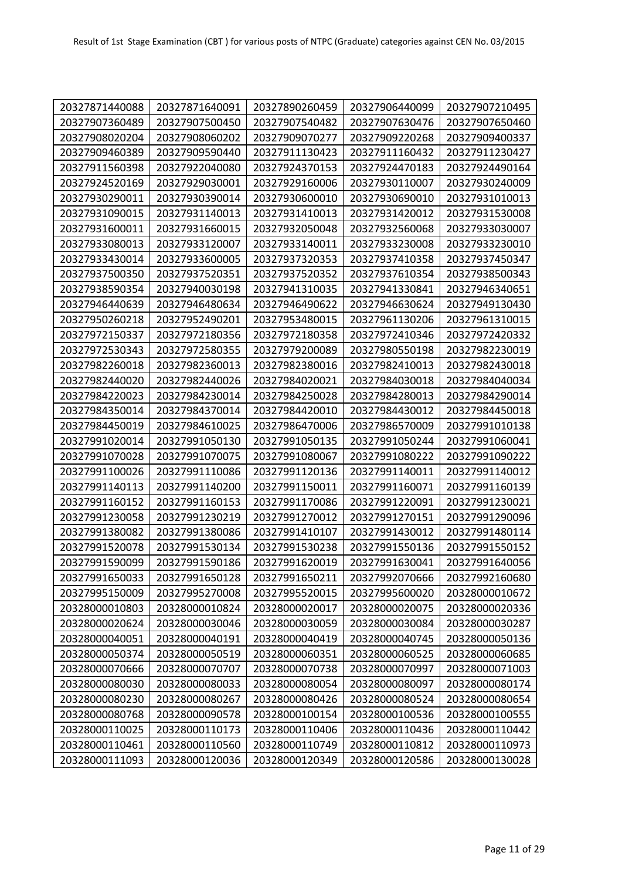| 20327871440088 | 20327871640091 | 20327890260459 | 20327906440099 | 20327907210495 |
|---|---|---|---|---|
| 20327907360489 | 20327907500450 | 20327907540482 | 20327907630476 | 20327907650460 |
| 20327908020204 | 20327908060202 | 20327909070277 | 20327909220268 | 20327909400337 |
| 20327909460389 | 20327909590440 | 20327911130423 | 20327911160432 | 20327911230427 |
| 20327911560398 | 20327922040080 | 20327924370153 | 20327924470183 | 20327924490164 |
| 20327924520169 | 20327929030001 | 20327929160006 | 20327930110007 | 20327930240009 |
| 20327930290011 | 20327930390014 | 20327930600010 | 20327930690010 | 20327931010013 |
| 20327931090015 | 20327931140013 | 20327931410013 | 20327931420012 | 20327931530008 |
| 20327931600011 | 20327931660015 | 20327932050048 | 20327932560068 | 20327933030007 |
| 20327933080013 | 20327933120007 | 20327933140011 | 20327933230008 | 20327933230010 |
| 20327933430014 | 20327933600005 | 20327937320353 | 20327937410358 | 20327937450347 |
| 20327937500350 | 20327937520351 | 20327937520352 | 20327937610354 | 20327938500343 |
| 20327938590354 | 20327940030198 | 20327941310035 | 20327941330841 | 20327946340651 |
| 20327946440639 | 20327946480634 | 20327946490622 | 20327946630624 | 20327949130430 |
| 20327950260218 | 20327952490201 | 20327953480015 | 20327961130206 | 20327961310015 |
| 20327972150337 | 20327972180356 | 20327972180358 | 20327972410346 | 20327972420332 |
| 20327972530343 | 20327972580355 | 20327979200089 | 20327980550198 | 20327982230019 |
| 20327982260018 | 20327982360013 | 20327982380016 | 20327982410013 | 20327982430018 |
| 20327982440020 | 20327982440026 | 20327984020021 | 20327984030018 | 20327984040034 |
| 20327984220023 | 20327984230014 | 20327984250028 | 20327984280013 | 20327984290014 |
| 20327984350014 | 20327984370014 | 20327984420010 | 20327984430012 | 20327984450018 |
| 20327984450019 | 20327984610025 | 20327986470006 | 20327986570009 | 20327991010138 |
| 20327991020014 | 20327991050130 | 20327991050135 | 20327991050244 | 20327991060041 |
| 20327991070028 | 20327991070075 | 20327991080067 | 20327991080222 | 20327991090222 |
| 20327991100026 | 20327991110086 | 20327991120136 | 20327991140011 | 20327991140012 |
| 20327991140113 | 20327991140200 | 20327991150011 | 20327991160071 | 20327991160139 |
| 20327991160152 | 20327991160153 | 20327991170086 | 20327991220091 | 20327991230021 |
| 20327991230058 | 20327991230219 | 20327991270012 | 20327991270151 | 20327991290096 |
| 20327991380082 | 20327991380086 | 20327991410107 | 20327991430012 | 20327991480114 |
| 20327991520078 | 20327991530134 | 20327991530238 | 20327991550136 | 20327991550152 |
| 20327991590099 | 20327991590186 | 20327991620019 | 20327991630041 | 20327991640056 |
| 20327991650033 | 20327991650128 | 20327991650211 | 20327992070666 | 20327992160680 |
| 20327995150009 | 20327995270008 | 20327995520015 | 20327995600020 | 20328000010672 |
| 20328000010803 | 20328000010824 | 20328000020017 | 20328000020075 | 20328000020336 |
| 20328000020624 | 20328000030046 | 20328000030059 | 20328000030084 | 20328000030287 |
| 20328000040051 | 20328000040191 | 20328000040419 | 20328000040745 | 20328000050136 |
| 20328000050374 | 20328000050519 | 20328000060351 | 20328000060525 | 20328000060685 |
| 20328000070666 | 20328000070707 | 20328000070738 | 20328000070997 | 20328000071003 |
| 20328000080030 | 20328000080033 | 20328000080054 | 20328000080097 | 20328000080174 |
| 20328000080230 | 20328000080267 | 20328000080426 | 20328000080524 | 20328000080654 |
| 20328000080768 | 20328000090578 | 20328000100154 | 20328000100536 | 20328000100555 |
| 20328000110025 | 20328000110173 | 20328000110406 | 20328000110436 | 20328000110442 |
| 20328000110461 | 20328000110560 | 20328000110749 | 20328000110812 | 20328000110973 |
| 20328000111093 | 20328000120036 | 20328000120349 | 20328000120586 | 20328000130028 |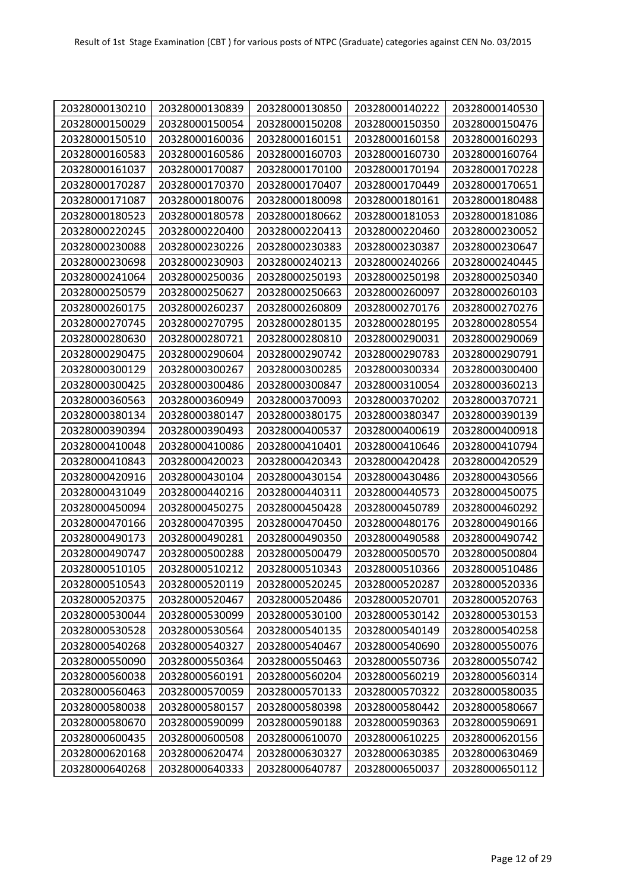| 20328000130210 | 20328000130839 | 20328000130850 | 20328000140222 | 20328000140530 |
|---|---|---|---|---|
| 20328000150029 | 20328000150054 | 20328000150208 | 20328000150350 | 20328000150476 |
| 20328000150510 | 20328000160036 | 20328000160151 | 20328000160158 | 20328000160293 |
| 20328000160583 | 20328000160586 | 20328000160703 | 20328000160730 | 20328000160764 |
| 20328000161037 | 20328000170087 | 20328000170100 | 20328000170194 | 20328000170228 |
| 20328000170287 | 20328000170370 | 20328000170407 | 20328000170449 | 20328000170651 |
| 20328000171087 | 20328000180076 | 20328000180098 | 20328000180161 | 20328000180488 |
| 20328000180523 | 20328000180578 | 20328000180662 | 20328000181053 | 20328000181086 |
| 20328000220245 | 20328000220400 | 20328000220413 | 20328000220460 | 20328000230052 |
| 20328000230088 | 20328000230226 | 20328000230383 | 20328000230387 | 20328000230647 |
| 20328000230698 | 20328000230903 | 20328000240213 | 20328000240266 | 20328000240445 |
| 20328000241064 | 20328000250036 | 20328000250193 | 20328000250198 | 20328000250340 |
| 20328000250579 | 20328000250627 | 20328000250663 | 20328000260097 | 20328000260103 |
| 20328000260175 | 20328000260237 | 20328000260809 | 20328000270176 | 20328000270276 |
| 20328000270745 | 20328000270795 | 20328000280135 | 20328000280195 | 20328000280554 |
| 20328000280630 | 20328000280721 | 20328000280810 | 20328000290031 | 20328000290069 |
| 20328000290475 | 20328000290604 | 20328000290742 | 20328000290783 | 20328000290791 |
| 20328000300129 | 20328000300267 | 20328000300285 | 20328000300334 | 20328000300400 |
| 20328000300425 | 20328000300486 | 20328000300847 | 20328000310054 | 20328000360213 |
| 20328000360563 | 20328000360949 | 20328000370093 | 20328000370202 | 20328000370721 |
| 20328000380134 | 20328000380147 | 20328000380175 | 20328000380347 | 20328000390139 |
| 20328000390394 | 20328000390493 | 20328000400537 | 20328000400619 | 20328000400918 |
| 20328000410048 | 20328000410086 | 20328000410401 | 20328000410646 | 20328000410794 |
| 20328000410843 | 20328000420023 | 20328000420343 | 20328000420428 | 20328000420529 |
| 20328000420916 | 20328000430104 | 20328000430154 | 20328000430486 | 20328000430566 |
| 20328000431049 | 20328000440216 | 20328000440311 | 20328000440573 | 20328000450075 |
| 20328000450094 | 20328000450275 | 20328000450428 | 20328000450789 | 20328000460292 |
| 20328000470166 | 20328000470395 | 20328000470450 | 20328000480176 | 20328000490166 |
| 20328000490173 | 20328000490281 | 20328000490350 | 20328000490588 | 20328000490742 |
| 20328000490747 | 20328000500288 | 20328000500479 | 20328000500570 | 20328000500804 |
| 20328000510105 | 20328000510212 | 20328000510343 | 20328000510366 | 20328000510486 |
| 20328000510543 | 20328000520119 | 20328000520245 | 20328000520287 | 20328000520336 |
| 20328000520375 | 20328000520467 | 20328000520486 | 20328000520701 | 20328000520763 |
| 20328000530044 | 20328000530099 | 20328000530100 | 20328000530142 | 20328000530153 |
| 20328000530528 | 20328000530564 | 20328000540135 | 20328000540149 | 20328000540258 |
| 20328000540268 | 20328000540327 | 20328000540467 | 20328000540690 | 20328000550076 |
| 20328000550090 | 20328000550364 | 20328000550463 | 20328000550736 | 20328000550742 |
| 20328000560038 | 20328000560191 | 20328000560204 | 20328000560219 | 20328000560314 |
| 20328000560463 | 20328000570059 | 20328000570133 | 20328000570322 | 20328000580035 |
| 20328000580038 | 20328000580157 | 20328000580398 | 20328000580442 | 20328000580667 |
| 20328000580670 | 20328000590099 | 20328000590188 | 20328000590363 | 20328000590691 |
| 20328000600435 | 20328000600508 | 20328000610070 | 20328000610225 | 20328000620156 |
| 20328000620168 | 20328000620474 | 20328000630327 | 20328000630385 | 20328000630469 |
| 20328000640268 | 20328000640333 | 20328000640787 | 20328000650037 | 20328000650112 |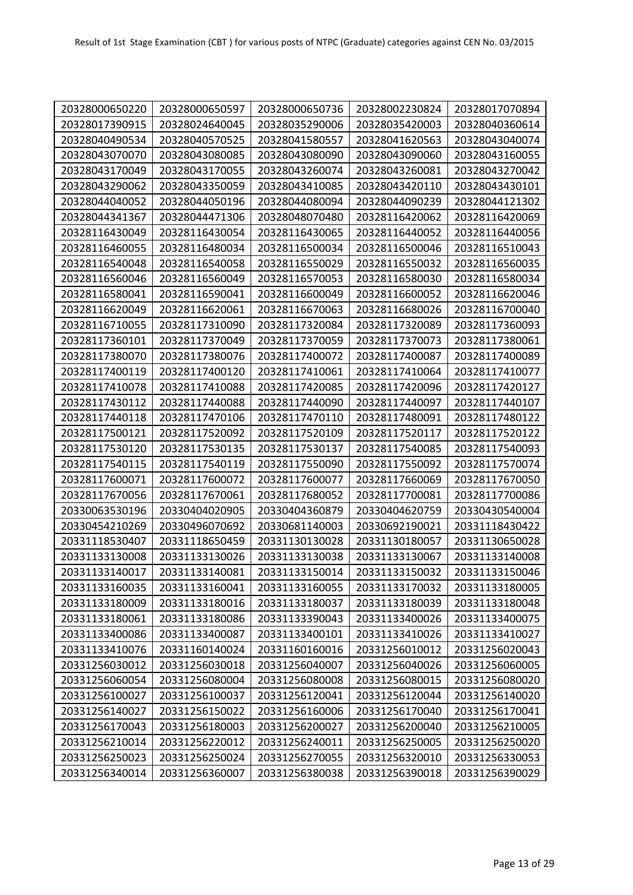Result of 1st Stage Examination (CBT ) for various posts of NTPC (Graduate) categories against CEN No. 03/2015

| | | | | |
|---|---|---|---|---|
| 20328000650220 | 20328000650597 | 20328000650736 | 20328002230824 | 20328017070894 |
| 20328017390915 | 20328024640045 | 20328035290006 | 20328035420003 | 20328040360614 |
| 20328040490534 | 20328040570525 | 20328041580557 | 20328041620563 | 20328043040074 |
| 20328043070070 | 20328043080085 | 20328043080090 | 20328043090060 | 20328043160055 |
| 20328043170049 | 20328043170055 | 20328043260074 | 20328043260081 | 20328043270042 |
| 20328043290062 | 20328043350059 | 20328043410085 | 20328043420110 | 20328043430101 |
| 20328044040052 | 20328044050196 | 20328044080094 | 20328044090239 | 20328044121302 |
| 20328044341367 | 20328044471306 | 20328048070480 | 20328116420062 | 20328116420069 |
| 20328116430049 | 20328116430054 | 20328116430065 | 20328116440052 | 20328116440056 |
| 20328116460055 | 20328116480034 | 20328116500034 | 20328116500046 | 20328116510043 |
| 20328116540048 | 20328116540058 | 20328116550029 | 20328116550032 | 20328116560035 |
| 20328116560046 | 20328116560049 | 20328116570053 | 20328116580030 | 20328116580034 |
| 20328116580041 | 20328116590041 | 20328116600049 | 20328116600052 | 20328116620046 |
| 20328116620049 | 20328116620061 | 20328116670063 | 20328116680026 | 20328116700040 |
| 20328116710055 | 20328117310090 | 20328117320084 | 20328117320089 | 20328117360093 |
| 20328117360101 | 20328117370049 | 20328117370059 | 20328117370073 | 20328117380061 |
| 20328117380070 | 20328117380076 | 20328117400072 | 20328117400087 | 20328117400089 |
| 20328117400119 | 20328117400120 | 20328117410061 | 20328117410064 | 20328117410077 |
| 20328117410078 | 20328117410088 | 20328117420085 | 20328117420096 | 20328117420127 |
| 20328117430112 | 20328117440088 | 20328117440090 | 20328117440097 | 20328117440107 |
| 20328117440118 | 20328117470106 | 20328117470110 | 20328117480091 | 20328117480122 |
| 20328117500121 | 20328117520092 | 20328117520109 | 20328117520117 | 20328117520122 |
| 20328117530120 | 20328117530135 | 20328117530137 | 20328117540085 | 20328117540093 |
| 20328117540115 | 20328117540119 | 20328117550090 | 20328117550092 | 20328117570074 |
| 20328117600071 | 20328117600072 | 20328117600077 | 20328117660069 | 20328117670050 |
| 20328117670056 | 20328117670061 | 20328117680052 | 20328117700081 | 20328117700086 |
| 20330063530196 | 20330404020905 | 20330404360879 | 20330404620759 | 20330430540004 |
| 20330454210269 | 20330496070692 | 20330681140003 | 20330692190021 | 20331118430422 |
| 20331118530407 | 20331118650459 | 20331130130028 | 20331130180057 | 20331130650028 |
| 20331133130008 | 20331133130026 | 20331133130038 | 20331133130067 | 20331133140008 |
| 20331133140017 | 20331133140081 | 20331133150014 | 20331133150032 | 20331133150046 |
| 20331133160035 | 20331133160041 | 20331133160055 | 20331133170032 | 20331133180005 |
| 20331133180009 | 20331133180016 | 20331133180037 | 20331133180039 | 20331133180048 |
| 20331133180061 | 20331133180086 | 20331133390043 | 20331133400026 | 20331133400075 |
| 20331133400086 | 20331133400087 | 20331133400101 | 20331133410026 | 20331133410027 |
| 20331133410076 | 20331160140024 | 20331160160016 | 20331256010012 | 20331256020043 |
| 20331256030012 | 20331256030018 | 20331256040007 | 20331256040026 | 20331256060005 |
| 20331256060054 | 20331256080004 | 20331256080008 | 20331256080015 | 20331256080020 |
| 20331256100027 | 20331256100037 | 20331256120041 | 20331256120044 | 20331256140020 |
| 20331256140027 | 20331256150022 | 20331256160006 | 20331256170040 | 20331256170041 |
| 20331256170043 | 20331256180003 | 20331256200027 | 20331256200040 | 20331256210005 |
| 20331256210014 | 20331256220012 | 20331256240011 | 20331256250005 | 20331256250020 |
| 20331256250023 | 20331256250024 | 20331256270055 | 20331256320010 | 20331256330053 |
| 20331256340014 | 20331256360007 | 20331256380038 | 20331256390018 | 20331256390029 |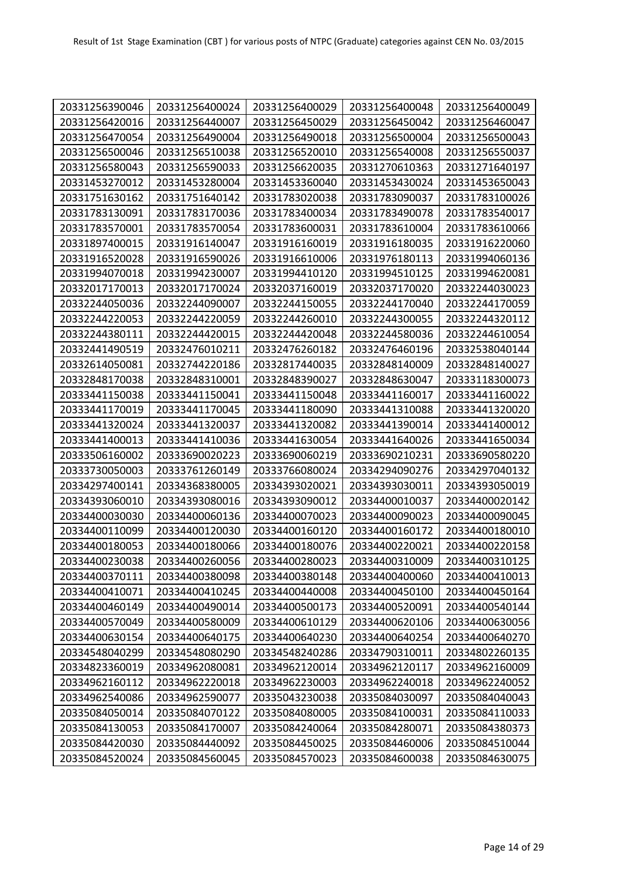| 20331256390046 | 20331256400024 | 20331256400029 | 20331256400048 | 20331256400049 |
|---|---|---|---|---|
| 20331256420016 | 20331256440007 | 20331256450029 | 20331256450042 | 20331256460047 |
| 20331256470054 | 20331256490004 | 20331256490018 | 20331256500004 | 20331256500043 |
| 20331256500046 | 20331256510038 | 20331256520010 | 20331256540008 | 20331256550037 |
| 20331256580043 | 20331256590033 | 20331256620035 | 20331270610363 | 20331271640197 |
| 20331453270012 | 20331453280004 | 20331453360040 | 20331453430024 | 20331453650043 |
| 20331751630162 | 20331751640142 | 20331783020038 | 20331783090037 | 20331783100026 |
| 20331783130091 | 20331783170036 | 20331783400034 | 20331783490078 | 20331783540017 |
| 20331783570001 | 20331783570054 | 20331783600031 | 20331783610004 | 20331783610066 |
| 20331897400015 | 20331916140047 | 20331916160019 | 20331916180035 | 20331916220060 |
| 20331916520028 | 20331916590026 | 20331916610006 | 20331976180113 | 20331994060136 |
| 20331994070018 | 20331994230007 | 20331994410120 | 20331994510125 | 20331994620081 |
| 20332017170013 | 20332017170024 | 20332037160019 | 20332037170020 | 20332244030023 |
| 20332244050036 | 20332244090007 | 20332244150055 | 20332244170040 | 20332244170059 |
| 20332244220053 | 20332244220059 | 20332244260010 | 20332244300055 | 20332244320112 |
| 20332244380111 | 20332244420015 | 20332244420048 | 20332244580036 | 20332244610054 |
| 20332441490519 | 20332476010211 | 20332476260182 | 20332476460196 | 20332538040144 |
| 20332614050081 | 20332744220186 | 20332817440035 | 20332848140009 | 20332848140027 |
| 20332848170038 | 20332848310001 | 20332848390027 | 20332848630047 | 20333118300073 |
| 20333441150038 | 20333441150041 | 20333441150048 | 20333441160017 | 20333441160022 |
| 20333441170019 | 20333441170045 | 20333441180090 | 20333441310088 | 20333441320020 |
| 20333441320024 | 20333441320037 | 20333441320082 | 20333441390014 | 20333441400012 |
| 20333441400013 | 20333441410036 | 20333441630054 | 20333441640026 | 20333441650034 |
| 20333506160002 | 20333690020223 | 20333690060219 | 20333690210231 | 20333690580220 |
| 20333730050003 | 20333761260149 | 20333766080024 | 20334294090276 | 20334297040132 |
| 20334297400141 | 20334368380005 | 20334393020021 | 20334393030011 | 20334393050019 |
| 20334393060010 | 20334393080016 | 20334393090012 | 20334400010037 | 20334400020142 |
| 20334400030030 | 20334400060136 | 20334400070023 | 20334400090023 | 20334400090045 |
| 20334400110099 | 20334400120030 | 20334400160120 | 20334400160172 | 20334400180010 |
| 20334400180053 | 20334400180066 | 20334400180076 | 20334400220021 | 20334400220158 |
| 20334400230038 | 20334400260056 | 20334400280023 | 20334400310009 | 20334400310125 |
| 20334400370111 | 20334400380098 | 20334400380148 | 20334400400060 | 20334400410013 |
| 20334400410071 | 20334400410245 | 20334400440008 | 20334400450100 | 20334400450164 |
| 20334400460149 | 20334400490014 | 20334400500173 | 20334400520091 | 20334400540144 |
| 20334400570049 | 20334400580009 | 20334400610129 | 20334400620106 | 20334400630056 |
| 20334400630154 | 20334400640175 | 20334400640230 | 20334400640254 | 20334400640270 |
| 20334548040299 | 20334548080290 | 20334548240286 | 20334790310011 | 20334802260135 |
| 20334823360019 | 20334962080081 | 20334962120014 | 20334962120117 | 20334962160009 |
| 20334962160112 | 20334962220018 | 20334962230003 | 20334962240018 | 20334962240052 |
| 20334962540086 | 20334962590077 | 20335043230038 | 20335084030097 | 20335084040043 |
| 20335084050014 | 20335084070122 | 20335084080005 | 20335084100031 | 20335084110033 |
| 20335084130053 | 20335084170007 | 20335084240064 | 20335084280071 | 20335084380373 |
| 20335084420030 | 20335084440092 | 20335084450025 | 20335084460006 | 20335084510044 |
| 20335084520024 | 20335084560045 | 20335084570023 | 20335084600038 | 20335084630075 |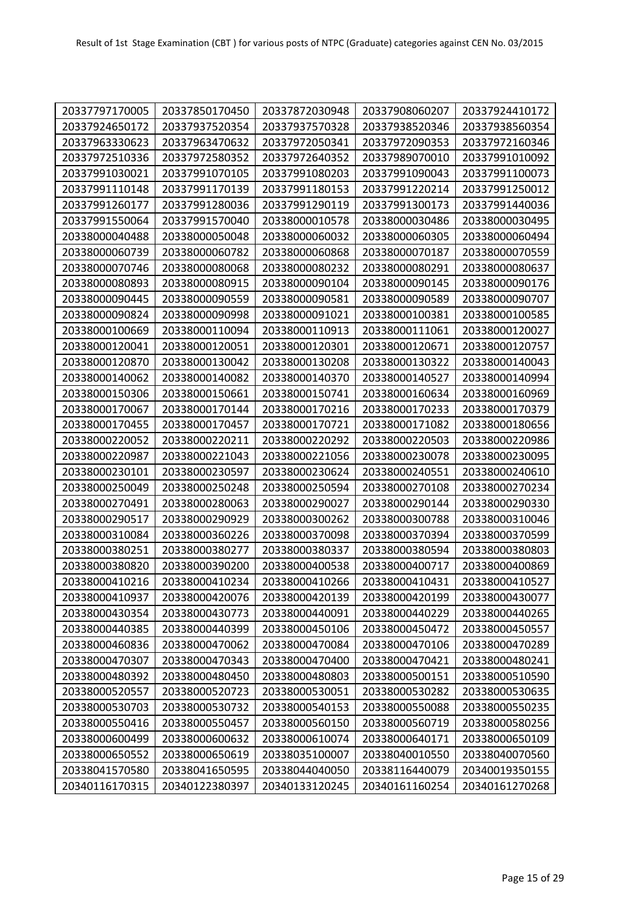| 20337797170005 | 20337850170450 | 20337872030948 | 20337908060207 | 20337924410172 |
|---|---|---|---|---|
| 20337924650172 | 20337937520354 | 20337937570328 | 20337938520346 | 20337938560354 |
| 20337963330623 | 20337963470632 | 20337972050341 | 20337972090353 | 20337972160346 |
| 20337972510336 | 20337972580352 | 20337972640352 | 20337989070010 | 20337991010092 |
| 20337991030021 | 20337991070105 | 20337991080203 | 20337991090043 | 20337991100073 |
| 20337991110148 | 20337991170139 | 20337991180153 | 20337991220214 | 20337991250012 |
| 20337991260177 | 20337991280036 | 20337991290119 | 20337991300173 | 20337991440036 |
| 20337991550064 | 20337991570040 | 20338000010578 | 20338000030486 | 20338000030495 |
| 20338000040488 | 20338000050048 | 20338000060032 | 20338000060305 | 20338000060494 |
| 20338000060739 | 20338000060782 | 20338000060868 | 20338000070187 | 20338000070559 |
| 20338000070746 | 20338000080068 | 20338000080232 | 20338000080291 | 20338000080637 |
| 20338000080893 | 20338000080915 | 20338000090104 | 20338000090145 | 20338000090176 |
| 20338000090445 | 20338000090559 | 20338000090581 | 20338000090589 | 20338000090707 |
| 20338000090824 | 20338000090998 | 20338000091021 | 20338000100381 | 20338000100585 |
| 20338000100669 | 20338000110094 | 20338000110913 | 20338000111061 | 20338000120027 |
| 20338000120041 | 20338000120051 | 20338000120301 | 20338000120671 | 20338000120757 |
| 20338000120870 | 20338000130042 | 20338000130208 | 20338000130322 | 20338000140043 |
| 20338000140062 | 20338000140082 | 20338000140370 | 20338000140527 | 20338000140994 |
| 20338000150306 | 20338000150661 | 20338000150741 | 20338000160634 | 20338000160969 |
| 20338000170067 | 20338000170144 | 20338000170216 | 20338000170233 | 20338000170379 |
| 20338000170455 | 20338000170457 | 20338000170721 | 20338000171082 | 20338000180656 |
| 20338000220052 | 20338000220211 | 20338000220292 | 20338000220503 | 20338000220986 |
| 20338000220987 | 20338000221043 | 20338000221056 | 20338000230078 | 20338000230095 |
| 20338000230101 | 20338000230597 | 20338000230624 | 20338000240551 | 20338000240610 |
| 20338000250049 | 20338000250248 | 20338000250594 | 20338000270108 | 20338000270234 |
| 20338000270491 | 20338000280063 | 20338000290027 | 20338000290144 | 20338000290330 |
| 20338000290517 | 20338000290929 | 20338000300262 | 20338000300788 | 20338000310046 |
| 20338000310084 | 20338000360226 | 20338000370098 | 20338000370394 | 20338000370599 |
| 20338000380251 | 20338000380277 | 20338000380337 | 20338000380594 | 20338000380803 |
| 20338000380820 | 20338000390200 | 20338000400538 | 20338000400717 | 20338000400869 |
| 20338000410216 | 20338000410234 | 20338000410266 | 20338000410431 | 20338000410527 |
| 20338000410937 | 20338000420076 | 20338000420139 | 20338000420199 | 20338000430077 |
| 20338000430354 | 20338000430773 | 20338000440091 | 20338000440229 | 20338000440265 |
| 20338000440385 | 20338000440399 | 20338000450106 | 20338000450472 | 20338000450557 |
| 20338000460836 | 20338000470062 | 20338000470084 | 20338000470106 | 20338000470289 |
| 20338000470307 | 20338000470343 | 20338000470400 | 20338000470421 | 20338000480241 |
| 20338000480392 | 20338000480450 | 20338000480803 | 20338000500151 | 20338000510590 |
| 20338000520557 | 20338000520723 | 20338000530051 | 20338000530282 | 20338000530635 |
| 20338000530703 | 20338000530732 | 20338000540153 | 20338000550088 | 20338000550235 |
| 20338000550416 | 20338000550457 | 20338000560150 | 20338000560719 | 20338000580256 |
| 20338000600499 | 20338000600632 | 20338000610074 | 20338000640171 | 20338000650109 |
| 20338000650552 | 20338000650619 | 20338035100007 | 20338040010550 | 20338040070560 |
| 20338041570580 | 20338041650595 | 20338044040050 | 20338116440079 | 20340019350155 |
| 20340116170315 | 20340122380397 | 20340133120245 | 20340161160254 | 20340161270268 |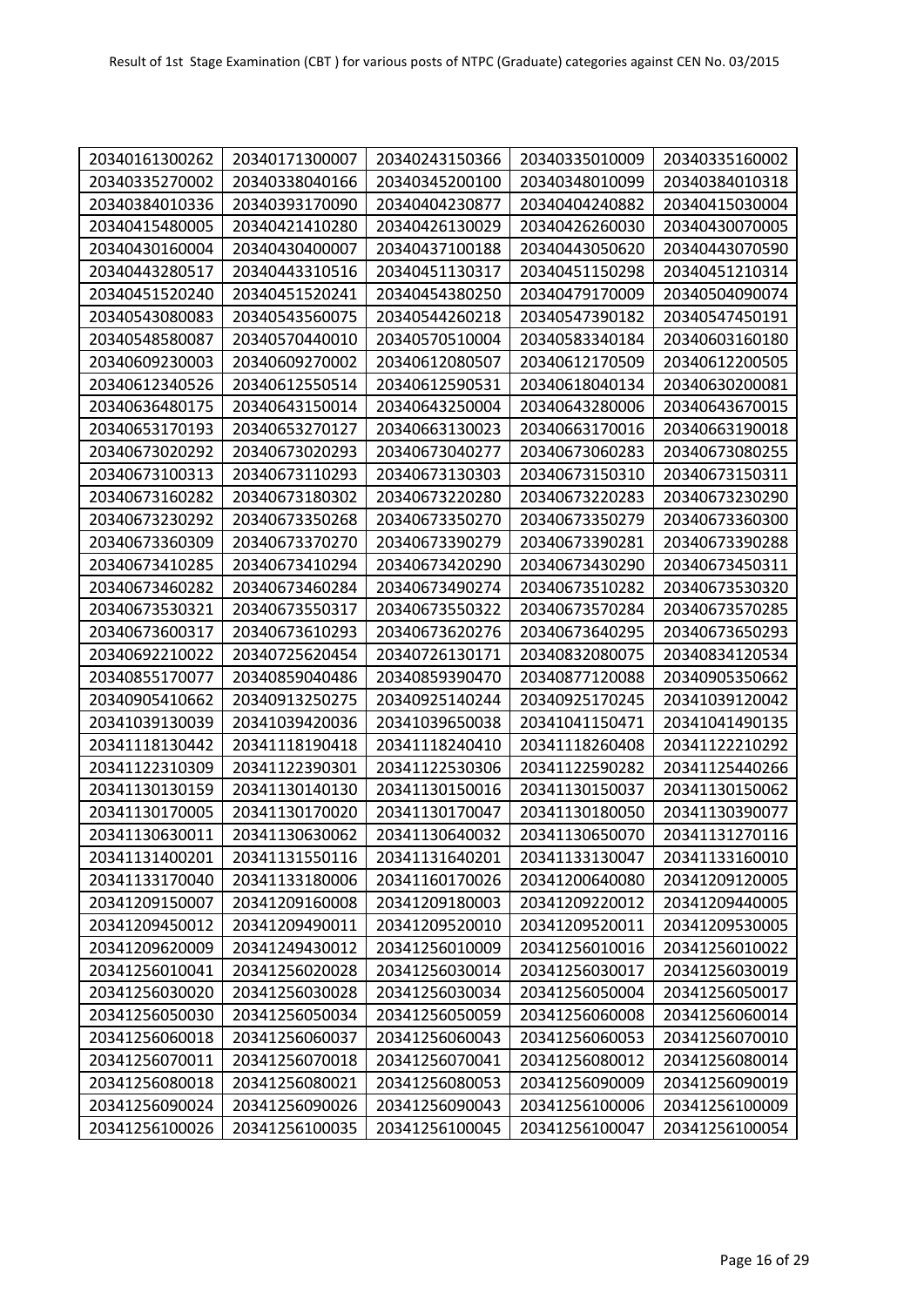Result of 1st Stage Examination (CBT ) for various posts of NTPC (Graduate) categories against CEN No. 03/2015

| | | | | |
|---|---|---|---|---|
| 20340161300262 | 20340171300007 | 20340243150366 | 20340335010009 | 20340335160002 |
| 20340335270002 | 20340338040166 | 20340345200100 | 20340348010099 | 20340384010318 |
| 20340384010336 | 20340393170090 | 20340404230877 | 20340404240882 | 20340415030004 |
| 20340415480005 | 20340421410280 | 20340426130029 | 20340426260030 | 20340430070005 |
| 20340430160004 | 20340430400007 | 20340437100188 | 20340443050620 | 20340443070590 |
| 20340443280517 | 20340443310516 | 20340451130317 | 20340451150298 | 20340451210314 |
| 20340451520240 | 20340451520241 | 20340454380250 | 20340479170009 | 20340504090074 |
| 20340543080083 | 20340543560075 | 20340544260218 | 20340547390182 | 20340547450191 |
| 20340548580087 | 20340570440010 | 20340570510004 | 20340583340184 | 20340603160180 |
| 20340609230003 | 20340609270002 | 20340612080507 | 20340612170509 | 20340612200505 |
| 20340612340526 | 20340612550514 | 20340612590531 | 20340618040134 | 20340630200081 |
| 20340636480175 | 20340643150014 | 20340643250004 | 20340643280006 | 20340643670015 |
| 20340653170193 | 20340653270127 | 20340663130023 | 20340663170016 | 20340663190018 |
| 20340673020292 | 20340673020293 | 20340673040277 | 20340673060283 | 20340673080255 |
| 20340673100313 | 20340673110293 | 20340673130303 | 20340673150310 | 20340673150311 |
| 20340673160282 | 20340673180302 | 20340673220280 | 20340673220283 | 20340673230290 |
| 20340673230292 | 20340673350268 | 20340673350270 | 20340673350279 | 20340673360300 |
| 20340673360309 | 20340673370270 | 20340673390279 | 20340673390281 | 20340673390288 |
| 20340673410285 | 20340673410294 | 20340673420290 | 20340673430290 | 20340673450311 |
| 20340673460282 | 20340673460284 | 20340673490274 | 20340673510282 | 20340673530320 |
| 20340673530321 | 20340673550317 | 20340673550322 | 20340673570284 | 20340673570285 |
| 20340673600317 | 20340673610293 | 20340673620276 | 20340673640295 | 20340673650293 |
| 20340692210022 | 20340725620454 | 20340726130171 | 20340832080075 | 20340834120534 |
| 20340855170077 | 20340859040486 | 20340859390470 | 20340877120088 | 20340905350662 |
| 20340905410662 | 20340913250275 | 20340925140244 | 20340925170245 | 20341039120042 |
| 20341039130039 | 20341039420036 | 20341039650038 | 20341041150471 | 20341041490135 |
| 20341118130442 | 20341118190418 | 20341118240410 | 20341118260408 | 20341122210292 |
| 20341122310309 | 20341122390301 | 20341122530306 | 20341122590282 | 20341125440266 |
| 20341130130159 | 20341130140130 | 20341130150016 | 20341130150037 | 20341130150062 |
| 20341130170005 | 20341130170020 | 20341130170047 | 20341130180050 | 20341130390077 |
| 20341130630011 | 20341130630062 | 20341130640032 | 20341130650070 | 20341131270116 |
| 20341131400201 | 20341131550116 | 20341131640201 | 20341133130047 | 20341133160010 |
| 20341133170040 | 20341133180006 | 20341160170026 | 20341200640080 | 20341209120005 |
| 20341209150007 | 20341209160008 | 20341209180003 | 20341209220012 | 20341209440005 |
| 20341209450012 | 20341209490011 | 20341209520010 | 20341209520011 | 20341209530005 |
| 20341209620009 | 20341249430012 | 20341256010009 | 20341256010016 | 20341256010022 |
| 20341256010041 | 20341256020028 | 20341256030014 | 20341256030017 | 20341256030019 |
| 20341256030020 | 20341256030028 | 20341256030034 | 20341256050004 | 20341256050017 |
| 20341256050030 | 20341256050034 | 20341256050059 | 20341256060008 | 20341256060014 |
| 20341256060018 | 20341256060037 | 20341256060043 | 20341256060053 | 20341256070010 |
| 20341256070011 | 20341256070018 | 20341256070041 | 20341256080012 | 20341256080014 |
| 20341256080018 | 20341256080021 | 20341256080053 | 20341256090009 | 20341256090019 |
| 20341256090024 | 20341256090026 | 20341256090043 | 20341256100006 | 20341256100009 |
| 20341256100026 | 20341256100035 | 20341256100045 | 20341256100047 | 20341256100054 |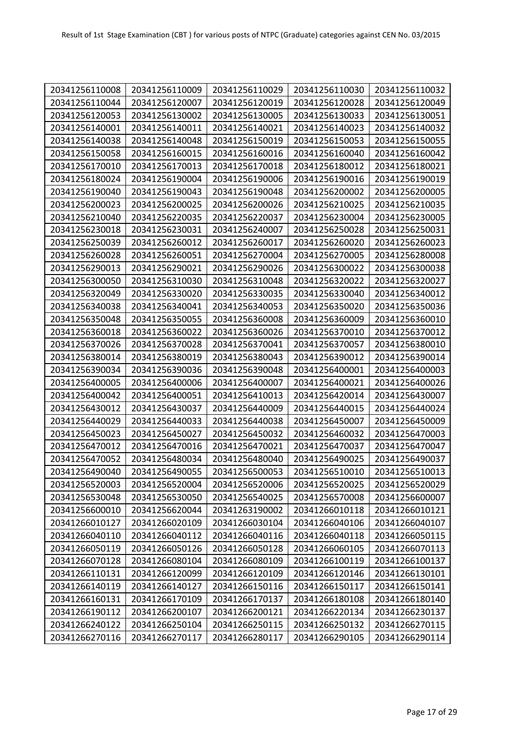| | | | | |
|---|---|---|---|---|
| 20341256110008 | 20341256110009 | 20341256110029 | 20341256110030 | 20341256110032 |
| 20341256110044 | 20341256120007 | 20341256120019 | 20341256120028 | 20341256120049 |
| 20341256120053 | 20341256130002 | 20341256130005 | 20341256130033 | 20341256130051 |
| 20341256140001 | 20341256140011 | 20341256140021 | 20341256140023 | 20341256140032 |
| 20341256140038 | 20341256140048 | 20341256150019 | 20341256150053 | 20341256150055 |
| 20341256150058 | 20341256160015 | 20341256160016 | 20341256160040 | 20341256160042 |
| 20341256170010 | 20341256170013 | 20341256170018 | 20341256180012 | 20341256180021 |
| 20341256180024 | 20341256190004 | 20341256190006 | 20341256190016 | 20341256190019 |
| 20341256190040 | 20341256190043 | 20341256190048 | 20341256200002 | 20341256200005 |
| 20341256200023 | 20341256200025 | 20341256200026 | 20341256210025 | 20341256210035 |
| 20341256210040 | 20341256220035 | 20341256220037 | 20341256230004 | 20341256230005 |
| 20341256230018 | 20341256230031 | 20341256240007 | 20341256250028 | 20341256250031 |
| 20341256250039 | 20341256260012 | 20341256260017 | 20341256260020 | 20341256260023 |
| 20341256260028 | 20341256260051 | 20341256270004 | 20341256270005 | 20341256280008 |
| 20341256290013 | 20341256290021 | 20341256290026 | 20341256300022 | 20341256300038 |
| 20341256300050 | 20341256310030 | 20341256310048 | 20341256320022 | 20341256320027 |
| 20341256320049 | 20341256330020 | 20341256330035 | 20341256330040 | 20341256340012 |
| 20341256340038 | 20341256340041 | 20341256340053 | 20341256350020 | 20341256350036 |
| 20341256350048 | 20341256350055 | 20341256360008 | 20341256360009 | 20341256360010 |
| 20341256360018 | 20341256360022 | 20341256360026 | 20341256370010 | 20341256370012 |
| 20341256370026 | 20341256370028 | 20341256370041 | 20341256370057 | 20341256380010 |
| 20341256380014 | 20341256380019 | 20341256380043 | 20341256390012 | 20341256390014 |
| 20341256390034 | 20341256390036 | 20341256390048 | 20341256400001 | 20341256400003 |
| 20341256400005 | 20341256400006 | 20341256400007 | 20341256400021 | 20341256400026 |
| 20341256400042 | 20341256400051 | 20341256410013 | 20341256420014 | 20341256430007 |
| 20341256430012 | 20341256430037 | 20341256440009 | 20341256440015 | 20341256440024 |
| 20341256440029 | 20341256440033 | 20341256440038 | 20341256450007 | 20341256450009 |
| 20341256450023 | 20341256450027 | 20341256450032 | 20341256460032 | 20341256470003 |
| 20341256470012 | 20341256470016 | 20341256470021 | 20341256470037 | 20341256470047 |
| 20341256470052 | 20341256480034 | 20341256480040 | 20341256490025 | 20341256490037 |
| 20341256490040 | 20341256490055 | 20341256500053 | 20341256510010 | 20341256510013 |
| 20341256520003 | 20341256520004 | 20341256520006 | 20341256520025 | 20341256520029 |
| 20341256530048 | 20341256530050 | 20341256540025 | 20341256570008 | 20341256600007 |
| 20341256600010 | 20341256620044 | 20341263190002 | 20341266010118 | 20341266010121 |
| 20341266010127 | 20341266020109 | 20341266030104 | 20341266040106 | 20341266040107 |
| 20341266040110 | 20341266040112 | 20341266040116 | 20341266040118 | 20341266050115 |
| 20341266050119 | 20341266050126 | 20341266050128 | 20341266060105 | 20341266070113 |
| 20341266070128 | 20341266080104 | 20341266080109 | 20341266100119 | 20341266100137 |
| 20341266110131 | 20341266120099 | 20341266120109 | 20341266120146 | 20341266130101 |
| 20341266140119 | 20341266140127 | 20341266150116 | 20341266150117 | 20341266150141 |
| 20341266160131 | 20341266170109 | 20341266170137 | 20341266180108 | 20341266180140 |
| 20341266190112 | 20341266200107 | 20341266200121 | 20341266220134 | 20341266230137 |
| 20341266240122 | 20341266250104 | 20341266250115 | 20341266250132 | 20341266270115 |
| 20341266270116 | 20341266270117 | 20341266280117 | 20341266290105 | 20341266290114 |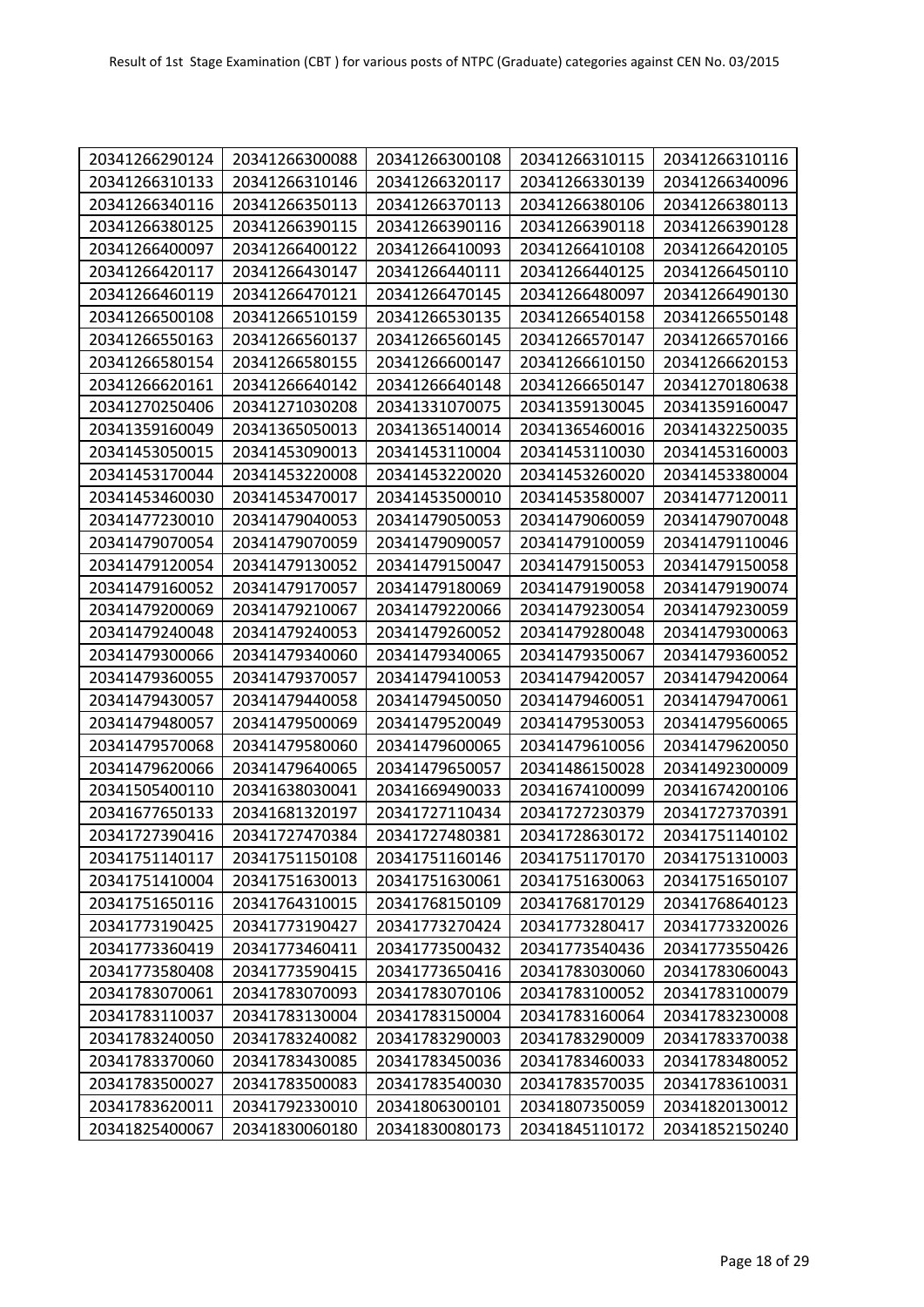| 20341266290124 | 20341266300088 | 20341266300108 | 20341266310115 | 20341266310116 |
| --- | --- | --- | --- | --- |
| 20341266310133 | 20341266310146 | 20341266320117 | 20341266330139 | 20341266340096 |
| 20341266340116 | 20341266350113 | 20341266370113 | 20341266380106 | 20341266380113 |
| 20341266380125 | 20341266390115 | 20341266390116 | 20341266390118 | 20341266390128 |
| 20341266400097 | 20341266400122 | 20341266410093 | 20341266410108 | 20341266420105 |
| 20341266420117 | 20341266430147 | 20341266440111 | 20341266440125 | 20341266450110 |
| 20341266460119 | 20341266470121 | 20341266470145 | 20341266480097 | 20341266490130 |
| 20341266500108 | 20341266510159 | 20341266530135 | 20341266540158 | 20341266550148 |
| 20341266550163 | 20341266560137 | 20341266560145 | 20341266570147 | 20341266570166 |
| 20341266580154 | 20341266580155 | 20341266600147 | 20341266610150 | 20341266620153 |
| 20341266620161 | 20341266640142 | 20341266640148 | 20341266650147 | 20341270180638 |
| 20341270250406 | 20341271030208 | 20341331070075 | 20341359130045 | 20341359160047 |
| 20341359160049 | 20341365050013 | 20341365140014 | 20341365460016 | 20341432250035 |
| 20341453050015 | 20341453090013 | 20341453110004 | 20341453110030 | 20341453160003 |
| 20341453170044 | 20341453220008 | 20341453220020 | 20341453260020 | 20341453380004 |
| 20341453460030 | 20341453470017 | 20341453500010 | 20341453580007 | 20341477120011 |
| 20341477230010 | 20341479040053 | 20341479050053 | 20341479060059 | 20341479070048 |
| 20341479070054 | 20341479070059 | 20341479090057 | 20341479100059 | 20341479110046 |
| 20341479120054 | 20341479130052 | 20341479150047 | 20341479150053 | 20341479150058 |
| 20341479160052 | 20341479170057 | 20341479180069 | 20341479190058 | 20341479190074 |
| 20341479200069 | 20341479210067 | 20341479220066 | 20341479230054 | 20341479230059 |
| 20341479240048 | 20341479240053 | 20341479260052 | 20341479280048 | 20341479300063 |
| 20341479300066 | 20341479340060 | 20341479340065 | 20341479350067 | 20341479360052 |
| 20341479360055 | 20341479370057 | 20341479410053 | 20341479420057 | 20341479420064 |
| 20341479430057 | 20341479440058 | 20341479450050 | 20341479460051 | 20341479470061 |
| 20341479480057 | 20341479500069 | 20341479520049 | 20341479530053 | 20341479560065 |
| 20341479570068 | 20341479580060 | 20341479600065 | 20341479610056 | 20341479620050 |
| 20341479620066 | 20341479640065 | 20341479650057 | 20341486150028 | 20341492300009 |
| 20341505400110 | 20341638030041 | 20341669490033 | 20341674100099 | 20341674200106 |
| 20341677650133 | 20341681320197 | 20341727110434 | 20341727230379 | 20341727370391 |
| 20341727390416 | 20341727470384 | 20341727480381 | 20341728630172 | 20341751140102 |
| 20341751140117 | 20341751150108 | 20341751160146 | 20341751170170 | 20341751310003 |
| 20341751410004 | 20341751630013 | 20341751630061 | 20341751630063 | 20341751650107 |
| 20341751650116 | 20341764310015 | 20341768150109 | 20341768170129 | 20341768640123 |
| 20341773190425 | 20341773190427 | 20341773270424 | 20341773280417 | 20341773320026 |
| 20341773360419 | 20341773460411 | 20341773500432 | 20341773540436 | 20341773550426 |
| 20341773580408 | 20341773590415 | 20341773650416 | 20341783030060 | 20341783060043 |
| 20341783070061 | 20341783070093 | 20341783070106 | 20341783100052 | 20341783100079 |
| 20341783110037 | 20341783130004 | 20341783150004 | 20341783160064 | 20341783230008 |
| 20341783240050 | 20341783240082 | 20341783290003 | 20341783290009 | 20341783370038 |
| 20341783370060 | 20341783430085 | 20341783450036 | 20341783460033 | 20341783480052 |
| 20341783500027 | 20341783500083 | 20341783540030 | 20341783570035 | 20341783610031 |
| 20341783620011 | 20341792330010 | 20341806300101 | 20341807350059 | 20341820130012 |
| 20341825400067 | 20341830060180 | 20341830080173 | 20341845110172 | 20341852150240 |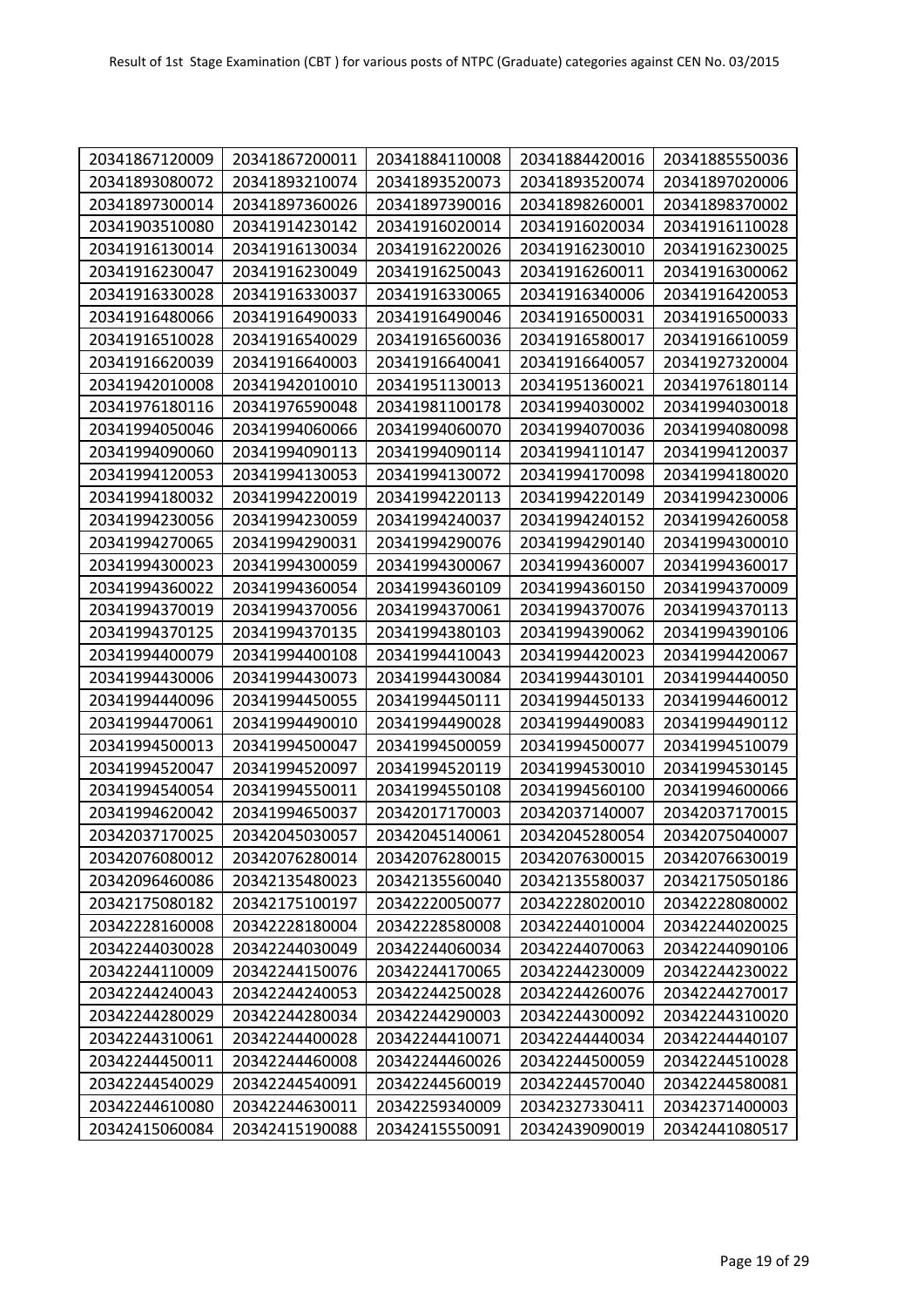| 20341867120009 | 20341867200011 | 20341884110008 | 20341884420016 | 20341885550036 |
|---|---|---|---|---|
| 20341893080072 | 20341893210074 | 20341893520073 | 20341893520074 | 20341897020006 |
| 20341897300014 | 20341897360026 | 20341897390016 | 20341898260001 | 20341898370002 |
| 20341903510080 | 20341914230142 | 20341916020014 | 20341916020034 | 20341916110028 |
| 20341916130014 | 20341916130034 | 20341916220026 | 20341916230010 | 20341916230025 |
| 20341916230047 | 20341916230049 | 20341916250043 | 20341916260011 | 20341916300062 |
| 20341916330028 | 20341916330037 | 20341916330065 | 20341916340006 | 20341916420053 |
| 20341916480066 | 20341916490033 | 20341916490046 | 20341916500031 | 20341916500033 |
| 20341916510028 | 20341916540029 | 20341916560036 | 20341916580017 | 20341916610059 |
| 20341916620039 | 20341916640003 | 20341916640041 | 20341916640057 | 20341927320004 |
| 20341942010008 | 20341942010010 | 20341951130013 | 20341951360021 | 20341976180114 |
| 20341976180116 | 20341976590048 | 20341981100178 | 20341994030002 | 20341994030018 |
| 20341994050046 | 20341994060066 | 20341994060070 | 20341994070036 | 20341994080098 |
| 20341994090060 | 20341994090113 | 20341994090114 | 20341994110147 | 20341994120037 |
| 20341994120053 | 20341994130053 | 20341994130072 | 20341994170098 | 20341994180020 |
| 20341994180032 | 20341994220019 | 20341994220113 | 20341994220149 | 20341994230006 |
| 20341994230056 | 20341994230059 | 20341994240037 | 20341994240152 | 20341994260058 |
| 20341994270065 | 20341994290031 | 20341994290076 | 20341994290140 | 20341994300010 |
| 20341994300023 | 20341994300059 | 20341994300067 | 20341994360007 | 20341994360017 |
| 20341994360022 | 20341994360054 | 20341994360109 | 20341994360150 | 20341994370009 |
| 20341994370019 | 20341994370056 | 20341994370061 | 20341994370076 | 20341994370113 |
| 20341994370125 | 20341994370135 | 20341994380103 | 20341994390062 | 20341994390106 |
| 20341994400079 | 20341994400108 | 20341994410043 | 20341994420023 | 20341994420067 |
| 20341994430006 | 20341994430073 | 20341994430084 | 20341994430101 | 20341994440050 |
| 20341994440096 | 20341994450055 | 20341994450111 | 20341994450133 | 20341994460012 |
| 20341994470061 | 20341994490010 | 20341994490028 | 20341994490083 | 20341994490112 |
| 20341994500013 | 20341994500047 | 20341994500059 | 20341994500077 | 20341994510079 |
| 20341994520047 | 20341994520097 | 20341994520119 | 20341994530010 | 20341994530145 |
| 20341994540054 | 20341994550011 | 20341994550108 | 20341994560100 | 20341994600066 |
| 20341994620042 | 20341994650037 | 20342017170003 | 20342037140007 | 20342037170015 |
| 20342037170025 | 20342045030057 | 20342045140061 | 20342045280054 | 20342075040007 |
| 20342076080012 | 20342076280014 | 20342076280015 | 20342076300015 | 20342076630019 |
| 20342096460086 | 20342135480023 | 20342135560040 | 20342135580037 | 20342175050186 |
| 20342175080182 | 20342175100197 | 20342220050077 | 20342228020010 | 20342228080002 |
| 20342228160008 | 20342228180004 | 20342228580008 | 20342244010004 | 20342244020025 |
| 20342244030028 | 20342244030049 | 20342244060034 | 20342244070063 | 20342244090106 |
| 20342244110009 | 20342244150076 | 20342244170065 | 20342244230009 | 20342244230022 |
| 20342244240043 | 20342244240053 | 20342244250028 | 20342244260076 | 20342244270017 |
| 20342244280029 | 20342244280034 | 20342244290003 | 20342244300092 | 20342244310020 |
| 20342244310061 | 20342244400028 | 20342244410071 | 20342244440034 | 20342244440107 |
| 20342244450011 | 20342244460008 | 20342244460026 | 20342244500059 | 20342244510028 |
| 20342244540029 | 20342244540091 | 20342244560019 | 20342244570040 | 20342244580081 |
| 20342244610080 | 20342244630011 | 20342259340009 | 20342327330411 | 20342371400003 |
| 20342415060084 | 20342415190088 | 20342415550091 | 20342439090019 | 20342441080517 |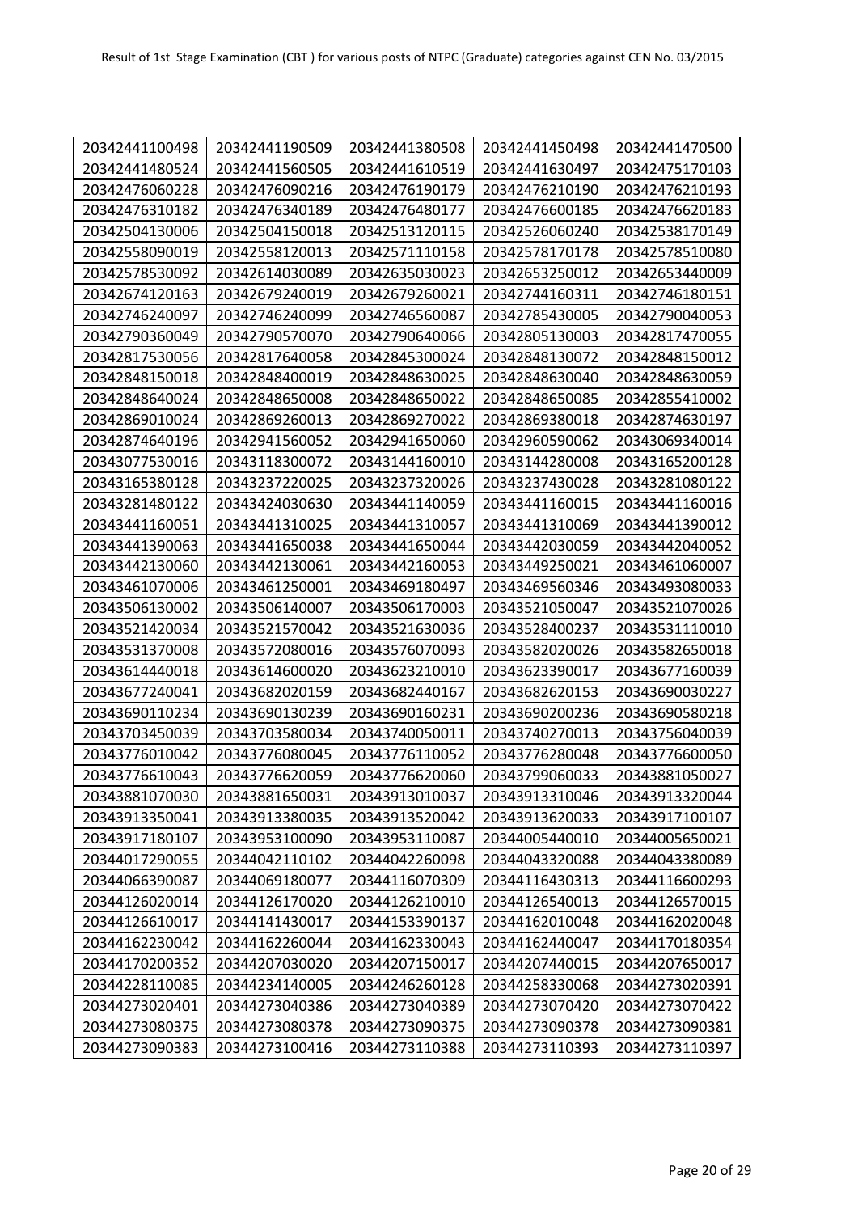| 20342441100498 | 20342441190509 | 20342441380508 | 20342441450498 | 20342441470500 |
|---|---|---|---|---|
| 20342441480524 | 20342441560505 | 20342441610519 | 20342441630497 | 20342475170103 |
| 20342476060228 | 20342476090216 | 20342476190179 | 20342476210190 | 20342476210193 |
| 20342476310182 | 20342476340189 | 20342476480177 | 20342476600185 | 20342476620183 |
| 20342504130006 | 20342504150018 | 20342513120115 | 20342526060240 | 20342538170149 |
| 20342558090019 | 20342558120013 | 20342571110158 | 20342578170178 | 20342578510080 |
| 20342578530092 | 20342614030089 | 20342635030023 | 20342653250012 | 20342653440009 |
| 20342674120163 | 20342679240019 | 20342679260021 | 20342744160311 | 20342746180151 |
| 20342746240097 | 20342746240099 | 20342746560087 | 20342785430005 | 20342790040053 |
| 20342790360049 | 20342790570070 | 20342790640066 | 20342805130003 | 20342817470055 |
| 20342817530056 | 20342817640058 | 20342845300024 | 20342848130072 | 20342848150012 |
| 20342848150018 | 20342848400019 | 20342848630025 | 20342848630040 | 20342848630059 |
| 20342848640024 | 20342848650008 | 20342848650022 | 20342848650085 | 20342855410002 |
| 20342869010024 | 20342869260013 | 20342869270022 | 20342869380018 | 20342874630197 |
| 20342874640196 | 20342941560052 | 20342941650060 | 20342960590062 | 20343069340014 |
| 20343077530016 | 20343118300072 | 20343144160010 | 20343144280008 | 20343165200128 |
| 20343165380128 | 20343237220025 | 20343237320026 | 20343237430028 | 20343281080122 |
| 20343281480122 | 20343424030630 | 20343441140059 | 20343441160015 | 20343441160016 |
| 20343441160051 | 20343441310025 | 20343441310057 | 20343441310069 | 20343441390012 |
| 20343441390063 | 20343441650038 | 20343441650044 | 20343442030059 | 20343442040052 |
| 20343442130060 | 20343442130061 | 20343442160053 | 20343449250021 | 20343461060007 |
| 20343461070006 | 20343461250001 | 20343469180497 | 20343469560346 | 20343493080033 |
| 20343506130002 | 20343506140007 | 20343506170003 | 20343521050047 | 20343521070026 |
| 20343521420034 | 20343521570042 | 20343521630036 | 20343528400237 | 20343531110010 |
| 20343531370008 | 20343572080016 | 20343576070093 | 20343582020026 | 20343582650018 |
| 20343614440018 | 20343614600020 | 20343623210010 | 20343623390017 | 20343677160039 |
| 20343677240041 | 20343682020159 | 20343682440167 | 20343682620153 | 20343690030227 |
| 20343690110234 | 20343690130239 | 20343690160231 | 20343690200236 | 20343690580218 |
| 20343703450039 | 20343703580034 | 20343740050011 | 20343740270013 | 20343756040039 |
| 20343776010042 | 20343776080045 | 20343776110052 | 20343776280048 | 20343776600050 |
| 20343776610043 | 20343776620059 | 20343776620060 | 20343799060033 | 20343881050027 |
| 20343881070030 | 20343881650031 | 20343913010037 | 20343913310046 | 20343913320044 |
| 20343913350041 | 20343913380035 | 20343913520042 | 20343913620033 | 20343917100107 |
| 20343917180107 | 20343953100090 | 20343953110087 | 20344005440010 | 20344005650021 |
| 20344017290055 | 20344042110102 | 20344042260098 | 20344043320088 | 20344043380089 |
| 20344066390087 | 20344069180077 | 20344116070309 | 20344116430313 | 20344116600293 |
| 20344126020014 | 20344126170020 | 20344126210010 | 20344126540013 | 20344126570015 |
| 20344126610017 | 20344141430017 | 20344153390137 | 20344162010048 | 20344162020048 |
| 20344162230042 | 20344162260044 | 20344162330043 | 20344162440047 | 20344170180354 |
| 20344170200352 | 20344207030020 | 20344207150017 | 20344207440015 | 20344207650017 |
| 20344228110085 | 20344234140005 | 20344246260128 | 20344258330068 | 20344273020391 |
| 20344273020401 | 20344273040386 | 20344273040389 | 20344273070420 | 20344273070422 |
| 20344273080375 | 20344273080378 | 20344273090375 | 20344273090378 | 20344273090381 |
| 20344273090383 | 20344273100416 | 20344273110388 | 20344273110393 | 20344273110397 |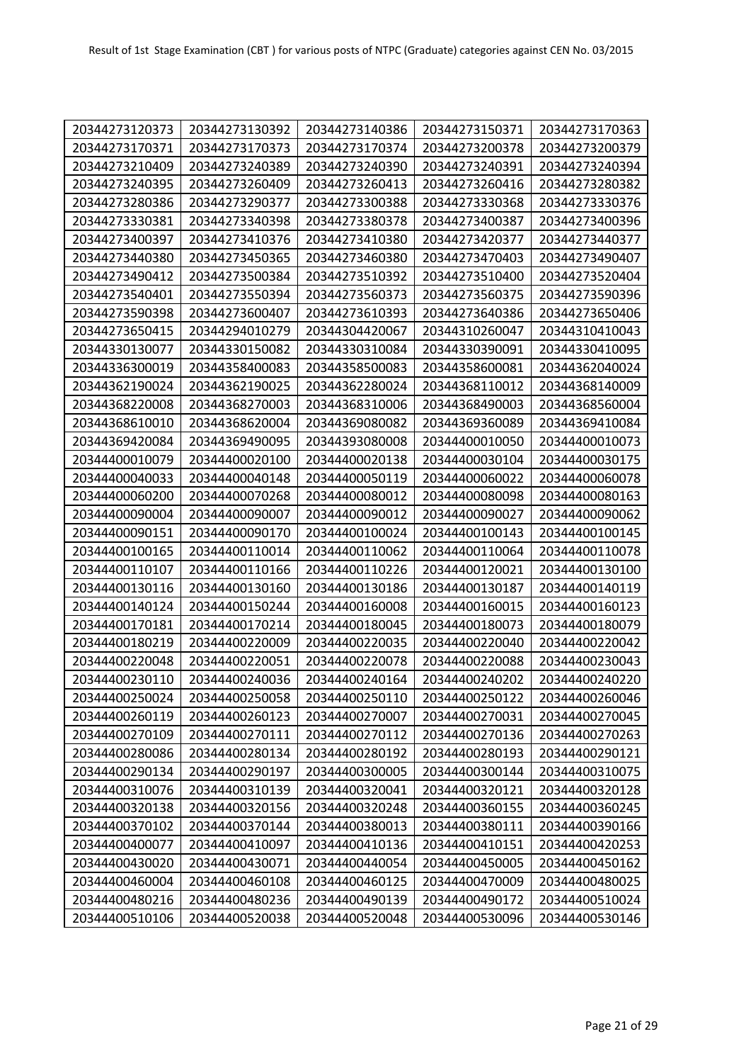| 20344273120373 | 20344273130392 | 20344273140386 | 20344273150371 | 20344273170363 |
|---|---|---|---|---|
| 20344273170371 | 20344273170373 | 20344273170374 | 20344273200378 | 20344273200379 |
| 20344273210409 | 20344273240389 | 20344273240390 | 20344273240391 | 20344273240394 |
| 20344273240395 | 20344273260409 | 20344273260413 | 20344273260416 | 20344273280382 |
| 20344273280386 | 20344273290377 | 20344273300388 | 20344273330368 | 20344273330376 |
| 20344273330381 | 20344273340398 | 20344273380378 | 20344273400387 | 20344273400396 |
| 20344273400397 | 20344273410376 | 20344273410380 | 20344273420377 | 20344273440377 |
| 20344273440380 | 20344273450365 | 20344273460380 | 20344273470403 | 20344273490407 |
| 20344273490412 | 20344273500384 | 20344273510392 | 20344273510400 | 20344273520404 |
| 20344273540401 | 20344273550394 | 20344273560373 | 20344273560375 | 20344273590396 |
| 20344273590398 | 20344273600407 | 20344273610393 | 20344273640386 | 20344273650406 |
| 20344273650415 | 20344294010279 | 20344304420067 | 20344310260047 | 20344310410043 |
| 20344330130077 | 20344330150082 | 20344330310084 | 20344330390091 | 20344330410095 |
| 20344336300019 | 20344358400083 | 20344358500083 | 20344358600081 | 20344362040024 |
| 20344362190024 | 20344362190025 | 20344362280024 | 20344368110012 | 20344368140009 |
| 20344368220008 | 20344368270003 | 20344368310006 | 20344368490003 | 20344368560004 |
| 20344368610010 | 20344368620004 | 20344369080082 | 20344369360089 | 20344369410084 |
| 20344369420084 | 20344369490095 | 20344393080008 | 20344400010050 | 20344400010073 |
| 20344400010079 | 20344400020100 | 20344400020138 | 20344400030104 | 20344400030175 |
| 20344400040033 | 20344400040148 | 20344400050119 | 20344400060022 | 20344400060078 |
| 20344400060200 | 20344400070268 | 20344400080012 | 20344400080098 | 20344400080163 |
| 20344400090004 | 20344400090007 | 20344400090012 | 20344400090027 | 20344400090062 |
| 20344400090151 | 20344400090170 | 20344400100024 | 20344400100143 | 20344400100145 |
| 20344400100165 | 20344400110014 | 20344400110062 | 20344400110064 | 20344400110078 |
| 20344400110107 | 20344400110166 | 20344400110226 | 20344400120021 | 20344400130100 |
| 20344400130116 | 20344400130160 | 20344400130186 | 20344400130187 | 20344400140119 |
| 20344400140124 | 20344400150244 | 20344400160008 | 20344400160015 | 20344400160123 |
| 20344400170181 | 20344400170214 | 20344400180045 | 20344400180073 | 20344400180079 |
| 20344400180219 | 20344400220009 | 20344400220035 | 20344400220040 | 20344400220042 |
| 20344400220048 | 20344400220051 | 20344400220078 | 20344400220088 | 20344400230043 |
| 20344400230110 | 20344400240036 | 20344400240164 | 20344400240202 | 20344400240220 |
| 20344400250024 | 20344400250058 | 20344400250110 | 20344400250122 | 20344400260046 |
| 20344400260119 | 20344400260123 | 20344400270007 | 20344400270031 | 20344400270045 |
| 20344400270109 | 20344400270111 | 20344400270112 | 20344400270136 | 20344400270263 |
| 20344400280086 | 20344400280134 | 20344400280192 | 20344400280193 | 20344400290121 |
| 20344400290134 | 20344400290197 | 20344400300005 | 20344400300144 | 20344400310075 |
| 20344400310076 | 20344400310139 | 20344400320041 | 20344400320121 | 20344400320128 |
| 20344400320138 | 20344400320156 | 20344400320248 | 20344400360155 | 20344400360245 |
| 20344400370102 | 20344400370144 | 20344400380013 | 20344400380111 | 20344400390166 |
| 20344400400077 | 20344400410097 | 20344400410136 | 20344400410151 | 20344400420253 |
| 20344400430020 | 20344400430071 | 20344400440054 | 20344400450005 | 20344400450162 |
| 20344400460004 | 20344400460108 | 20344400460125 | 20344400470009 | 20344400480025 |
| 20344400480216 | 20344400480236 | 20344400490139 | 20344400490172 | 20344400510024 |
| 20344400510106 | 20344400520038 | 20344400520048 | 20344400530096 | 20344400530146 |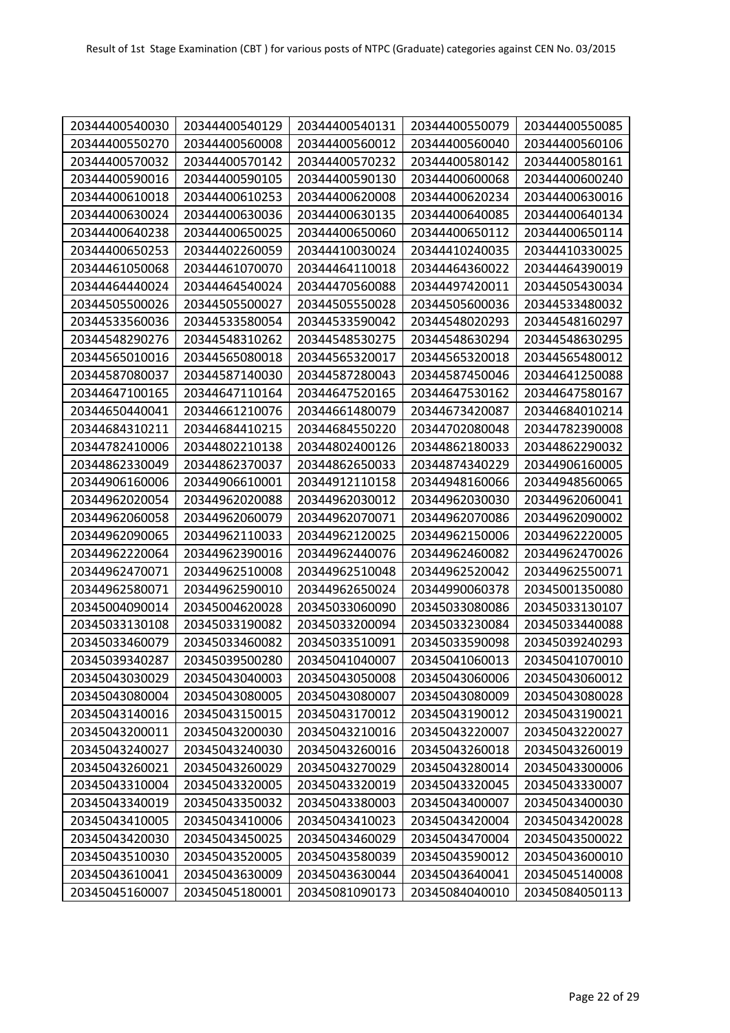Result of 1st Stage Examination (CBT ) for various posts of NTPC (Graduate) categories against CEN No. 03/2015

| | | | | |
|---|---|---|---|---|
| 20344400540030 | 20344400540129 | 20344400540131 | 20344400550079 | 20344400550085 |
| 20344400550270 | 20344400560008 | 20344400560012 | 20344400560040 | 20344400560106 |
| 20344400570032 | 20344400570142 | 20344400570232 | 20344400580142 | 20344400580161 |
| 20344400590016 | 20344400590105 | 20344400590130 | 20344400600068 | 20344400600240 |
| 20344400610018 | 20344400610253 | 20344400620008 | 20344400620234 | 20344400630016 |
| 20344400630024 | 20344400630036 | 20344400630135 | 20344400640085 | 20344400640134 |
| 20344400640238 | 20344400650025 | 20344400650060 | 20344400650112 | 20344400650114 |
| 20344400650253 | 20344402260059 | 20344410030024 | 20344410240035 | 20344410330025 |
| 20344461050068 | 20344461070070 | 20344464110018 | 20344464360022 | 20344464390019 |
| 20344464440024 | 20344464540024 | 20344470560088 | 20344497420011 | 20344505430034 |
| 20344505500026 | 20344505500027 | 20344505550028 | 20344505600036 | 20344533480032 |
| 20344533560036 | 20344533580054 | 20344533590042 | 20344548020293 | 20344548160297 |
| 20344548290276 | 20344548310262 | 20344548530275 | 20344548630294 | 20344548630295 |
| 20344565010016 | 20344565080018 | 20344565320017 | 20344565320018 | 20344565480012 |
| 20344587080037 | 20344587140030 | 20344587280043 | 20344587450046 | 20344641250088 |
| 20344647100165 | 20344647110164 | 20344647520165 | 20344647530162 | 20344647580167 |
| 20344650440041 | 20344661210076 | 20344661480079 | 20344673420087 | 20344684010214 |
| 20344684310211 | 20344684410215 | 20344684550220 | 20344702080048 | 20344782390008 |
| 20344782410006 | 20344802210138 | 20344802400126 | 20344862180033 | 20344862290032 |
| 20344862330049 | 20344862370037 | 20344862650033 | 20344874340229 | 20344906160005 |
| 20344906160006 | 20344906610001 | 20344912110158 | 20344948160066 | 20344948560065 |
| 20344962020054 | 20344962020088 | 20344962030012 | 20344962030030 | 20344962060041 |
| 20344962060058 | 20344962060079 | 20344962070071 | 20344962070086 | 20344962090002 |
| 20344962090065 | 20344962110033 | 20344962120025 | 20344962150006 | 20344962220005 |
| 20344962220064 | 20344962390016 | 20344962440076 | 20344962460082 | 20344962470026 |
| 20344962470071 | 20344962510008 | 20344962510048 | 20344962520042 | 20344962550071 |
| 20344962580071 | 20344962590010 | 20344962650024 | 20344990060378 | 20345001350080 |
| 20345004090014 | 20345004620028 | 20345033060090 | 20345033080086 | 20345033130107 |
| 20345033130108 | 20345033190082 | 20345033200094 | 20345033230084 | 20345033440088 |
| 20345033460079 | 20345033460082 | 20345033510091 | 20345033590098 | 20345039240293 |
| 20345039340287 | 20345039500280 | 20345041040007 | 20345041060013 | 20345041070010 |
| 20345043030029 | 20345043040003 | 20345043050008 | 20345043060006 | 20345043060012 |
| 20345043080004 | 20345043080005 | 20345043080007 | 20345043080009 | 20345043080028 |
| 20345043140016 | 20345043150015 | 20345043170012 | 20345043190012 | 20345043190021 |
| 20345043200011 | 20345043200030 | 20345043210016 | 20345043220007 | 20345043220027 |
| 20345043240027 | 20345043240030 | 20345043260016 | 20345043260018 | 20345043260019 |
| 20345043260021 | 20345043260029 | 20345043270029 | 20345043280014 | 20345043300006 |
| 20345043310004 | 20345043320005 | 20345043320019 | 20345043320045 | 20345043330007 |
| 20345043340019 | 20345043350032 | 20345043380003 | 20345043400007 | 20345043400030 |
| 20345043410005 | 20345043410006 | 20345043410023 | 20345043420004 | 20345043420028 |
| 20345043420030 | 20345043450025 | 20345043460029 | 20345043470004 | 20345043500022 |
| 20345043510030 | 20345043520005 | 20345043580039 | 20345043590012 | 20345043600010 |
| 20345043610041 | 20345043630009 | 20345043630044 | 20345043640041 | 20345045140008 |
| 20345045160007 | 20345045180001 | 20345081090173 | 20345084040010 | 20345084050113 |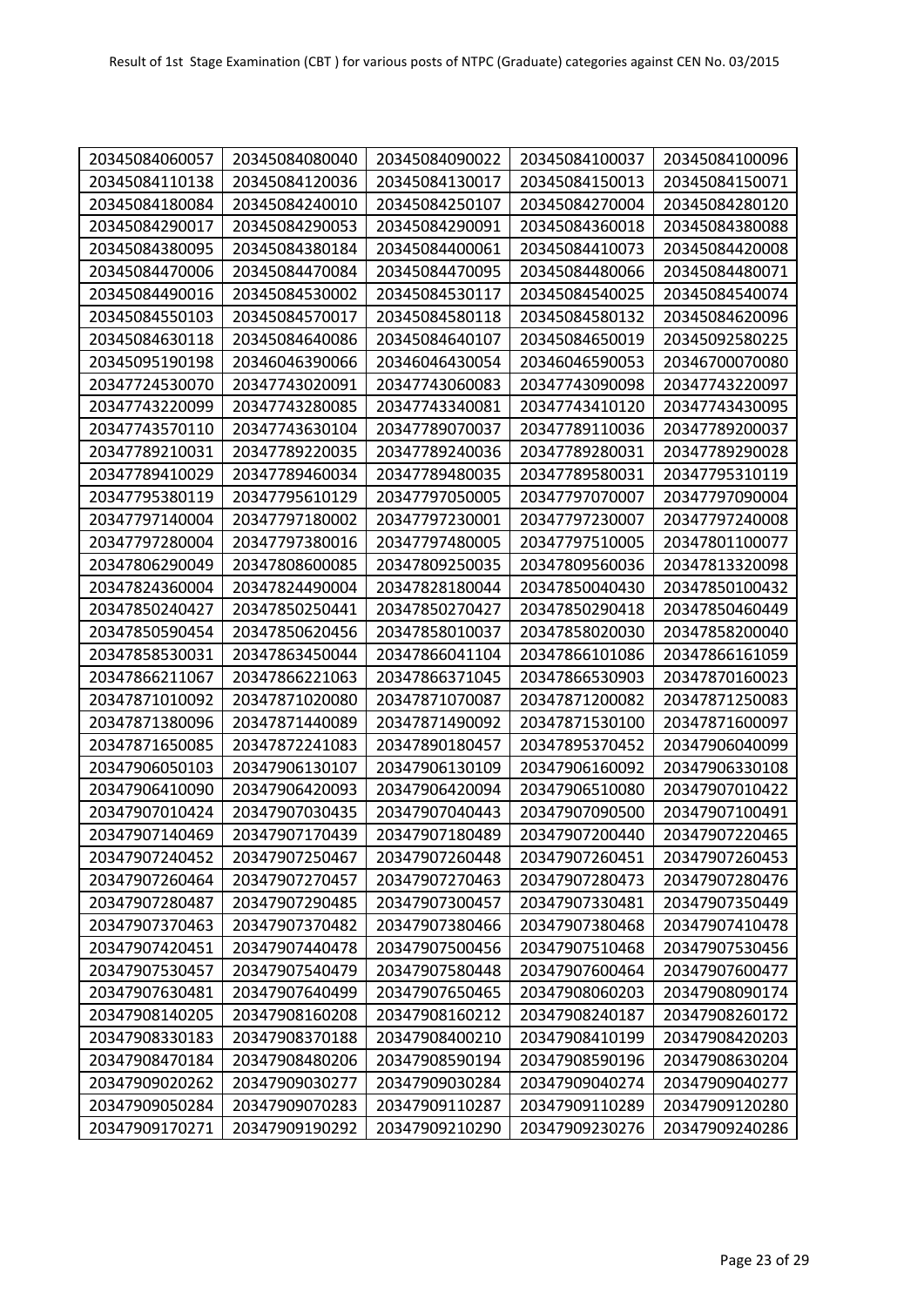| 20345084060057 | 20345084080040 | 20345084090022 | 20345084100037 | 20345084100096 |
|---|---|---|---|---|
| 20345084110138 | 20345084120036 | 20345084130017 | 20345084150013 | 20345084150071 |
| 20345084180084 | 20345084240010 | 20345084250107 | 20345084270004 | 20345084280120 |
| 20345084290017 | 20345084290053 | 20345084290091 | 20345084360018 | 20345084380088 |
| 20345084380095 | 20345084380184 | 20345084400061 | 20345084410073 | 20345084420008 |
| 20345084470006 | 20345084470084 | 20345084470095 | 20345084480066 | 20345084480071 |
| 20345084490016 | 20345084530002 | 20345084530117 | 20345084540025 | 20345084540074 |
| 20345084550103 | 20345084570017 | 20345084580118 | 20345084580132 | 20345084620096 |
| 20345084630118 | 20345084640086 | 20345084640107 | 20345084650019 | 20345092580225 |
| 20345095190198 | 20346046390066 | 20346046430054 | 20346046590053 | 20346700070080 |
| 20347724530070 | 20347743020091 | 20347743060083 | 20347743090098 | 20347743220097 |
| 20347743220099 | 20347743280085 | 20347743340081 | 20347743410120 | 20347743430095 |
| 20347743570110 | 20347743630104 | 20347789070037 | 20347789110036 | 20347789200037 |
| 20347789210031 | 20347789220035 | 20347789240036 | 20347789280031 | 20347789290028 |
| 20347789410029 | 20347789460034 | 20347789480035 | 20347789580031 | 20347795310119 |
| 20347795380119 | 20347795610129 | 20347797050005 | 20347797070007 | 20347797090004 |
| 20347797140004 | 20347797180002 | 20347797230001 | 20347797230007 | 20347797240008 |
| 20347797280004 | 20347797380016 | 20347797480005 | 20347797510005 | 20347801100077 |
| 20347806290049 | 20347808600085 | 20347809250035 | 20347809560036 | 20347813320098 |
| 20347824360004 | 20347824490004 | 20347828180044 | 20347850040430 | 20347850100432 |
| 20347850240427 | 20347850250441 | 20347850270427 | 20347850290418 | 20347850460449 |
| 20347850590454 | 20347850620456 | 20347858010037 | 20347858020030 | 20347858200040 |
| 20347858530031 | 20347863450044 | 20347866041104 | 20347866101086 | 20347866161059 |
| 20347866211067 | 20347866221063 | 20347866371045 | 20347866530903 | 20347870160023 |
| 20347871010092 | 20347871020080 | 20347871070087 | 20347871200082 | 20347871250083 |
| 20347871380096 | 20347871440089 | 20347871490092 | 20347871530100 | 20347871600097 |
| 20347871650085 | 20347872241083 | 20347890180457 | 20347895370452 | 20347906040099 |
| 20347906050103 | 20347906130107 | 20347906130109 | 20347906160092 | 20347906330108 |
| 20347906410090 | 20347906420093 | 20347906420094 | 20347906510080 | 20347907010422 |
| 20347907010424 | 20347907030435 | 20347907040443 | 20347907090500 | 20347907100491 |
| 20347907140469 | 20347907170439 | 20347907180489 | 20347907200440 | 20347907220465 |
| 20347907240452 | 20347907250467 | 20347907260448 | 20347907260451 | 20347907260453 |
| 20347907260464 | 20347907270457 | 20347907270463 | 20347907280473 | 20347907280476 |
| 20347907280487 | 20347907290485 | 20347907300457 | 20347907330481 | 20347907350449 |
| 20347907370463 | 20347907370482 | 20347907380466 | 20347907380468 | 20347907410478 |
| 20347907420451 | 20347907440478 | 20347907500456 | 20347907510468 | 20347907530456 |
| 20347907530457 | 20347907540479 | 20347907580448 | 20347907600464 | 20347907600477 |
| 20347907630481 | 20347907640499 | 20347907650465 | 20347908060203 | 20347908090174 |
| 20347908140205 | 20347908160208 | 20347908160212 | 20347908240187 | 20347908260172 |
| 20347908330183 | 20347908370188 | 20347908400210 | 20347908410199 | 20347908420203 |
| 20347908470184 | 20347908480206 | 20347908590194 | 20347908590196 | 20347908630204 |
| 20347909020262 | 20347909030277 | 20347909030284 | 20347909040274 | 20347909040277 |
| 20347909050284 | 20347909070283 | 20347909110287 | 20347909110289 | 20347909120280 |
| 20347909170271 | 20347909190292 | 20347909210290 | 20347909230276 | 20347909240286 |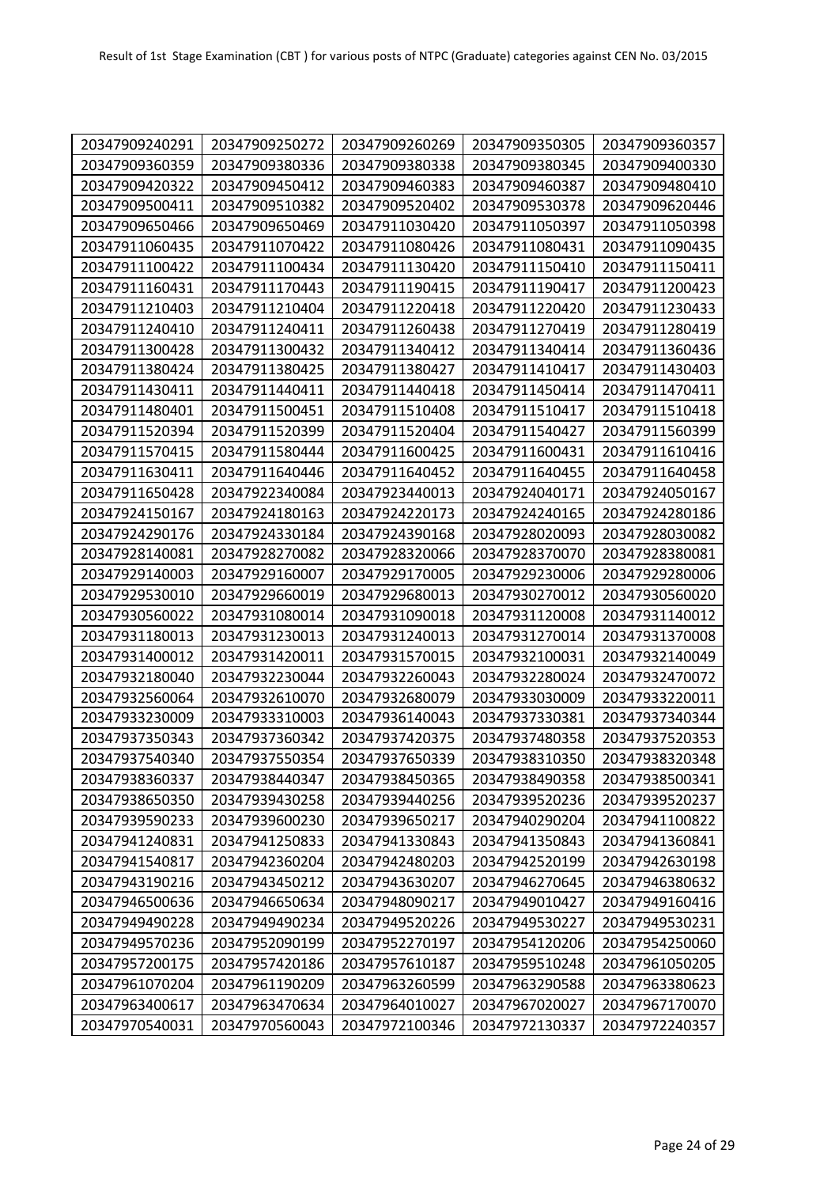| 20347909240291 | 20347909250272 | 20347909260269 | 20347909350305 | 20347909360357 |
|---|---|---|---|---|
| 20347909360359 | 20347909380336 | 20347909380338 | 20347909380345 | 20347909400330 |
| 20347909420322 | 20347909450412 | 20347909460383 | 20347909460387 | 20347909480410 |
| 20347909500411 | 20347909510382 | 20347909520402 | 20347909530378 | 20347909620446 |
| 20347909650466 | 20347909650469 | 20347911030420 | 20347911050397 | 20347911050398 |
| 20347911060435 | 20347911070422 | 20347911080426 | 20347911080431 | 20347911090435 |
| 20347911100422 | 20347911100434 | 20347911130420 | 20347911150410 | 20347911150411 |
| 20347911160431 | 20347911170443 | 20347911190415 | 20347911190417 | 20347911200423 |
| 20347911210403 | 20347911210404 | 20347911220418 | 20347911220420 | 20347911230433 |
| 20347911240410 | 20347911240411 | 20347911260438 | 20347911270419 | 20347911280419 |
| 20347911300428 | 20347911300432 | 20347911340412 | 20347911340414 | 20347911360436 |
| 20347911380424 | 20347911380425 | 20347911380427 | 20347911410417 | 20347911430403 |
| 20347911430411 | 20347911440411 | 20347911440418 | 20347911450414 | 20347911470411 |
| 20347911480401 | 20347911500451 | 20347911510408 | 20347911510417 | 20347911510418 |
| 20347911520394 | 20347911520399 | 20347911520404 | 20347911540427 | 20347911560399 |
| 20347911570415 | 20347911580444 | 20347911600425 | 20347911600431 | 20347911610416 |
| 20347911630411 | 20347911640446 | 20347911640452 | 20347911640455 | 20347911640458 |
| 20347911650428 | 20347922340084 | 20347923440013 | 20347924040171 | 20347924050167 |
| 20347924150167 | 20347924180163 | 20347924220173 | 20347924240165 | 20347924280186 |
| 20347924290176 | 20347924330184 | 20347924390168 | 20347928020093 | 20347928030082 |
| 20347928140081 | 20347928270082 | 20347928320066 | 20347928370070 | 20347928380081 |
| 20347929140003 | 20347929160007 | 20347929170005 | 20347929230006 | 20347929280006 |
| 20347929530010 | 20347929660019 | 20347929680013 | 20347930270012 | 20347930560020 |
| 20347930560022 | 20347931080014 | 20347931090018 | 20347931120008 | 20347931140012 |
| 20347931180013 | 20347931230013 | 20347931240013 | 20347931270014 | 20347931370008 |
| 20347931400012 | 20347931420011 | 20347931570015 | 20347932100031 | 20347932140049 |
| 20347932180040 | 20347932230044 | 20347932260043 | 20347932280024 | 20347932470072 |
| 20347932560064 | 20347932610070 | 20347932680079 | 20347933030009 | 20347933220011 |
| 20347933230009 | 20347933310003 | 20347936140043 | 20347937330381 | 20347937340344 |
| 20347937350343 | 20347937360342 | 20347937420375 | 20347937480358 | 20347937520353 |
| 20347937540340 | 20347937550354 | 20347937650339 | 20347938310350 | 20347938320348 |
| 20347938360337 | 20347938440347 | 20347938450365 | 20347938490358 | 20347938500341 |
| 20347938650350 | 20347939430258 | 20347939440256 | 20347939520236 | 20347939520237 |
| 20347939590233 | 20347939600230 | 20347939650217 | 20347940290204 | 20347941100822 |
| 20347941240831 | 20347941250833 | 20347941330843 | 20347941350843 | 20347941360841 |
| 20347941540817 | 20347942360204 | 20347942480203 | 20347942520199 | 20347942630198 |
| 20347943190216 | 20347943450212 | 20347943630207 | 20347946270645 | 20347946380632 |
| 20347946500636 | 20347946650634 | 20347948090217 | 20347949010427 | 20347949160416 |
| 20347949490228 | 20347949490234 | 20347949520226 | 20347949530227 | 20347949530231 |
| 20347949570236 | 20347952090199 | 20347952270197 | 20347954120206 | 20347954250060 |
| 20347957200175 | 20347957420186 | 20347957610187 | 20347959510248 | 20347961050205 |
| 20347961070204 | 20347961190209 | 20347963260599 | 20347963290588 | 20347963380623 |
| 20347963400617 | 20347963470634 | 20347964010027 | 20347967020027 | 20347967170070 |
| 20347970540031 | 20347970560043 | 20347972100346 | 20347972130337 | 20347972240357 |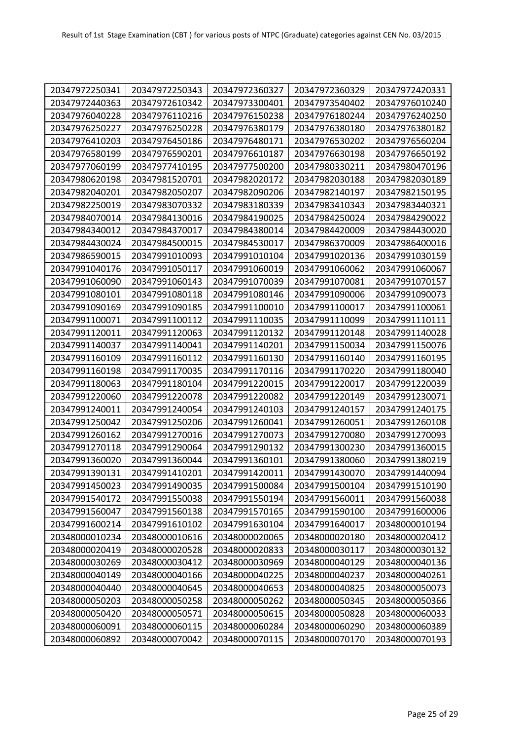Result of 1st Stage Examination (CBT ) for various posts of NTPC (Graduate) categories against CEN No. 03/2015

| | | | | |
|---|---|---|---|---|
| 20347972250341 | 20347972250343 | 20347972360327 | 20347972360329 | 20347972420331 |
| 20347972440363 | 20347972610342 | 20347973300401 | 20347973540402 | 20347976010240 |
| 20347976040228 | 20347976110216 | 20347976150238 | 20347976180244 | 20347976240250 |
| 20347976250227 | 20347976250228 | 20347976380179 | 20347976380180 | 20347976380182 |
| 20347976410203 | 20347976450186 | 20347976480171 | 20347976530202 | 20347976560204 |
| 20347976580199 | 20347976590201 | 20347976610187 | 20347976630198 | 20347976650192 |
| 20347977060199 | 20347977410195 | 20347977500200 | 20347980330211 | 20347980470196 |
| 20347980620198 | 20347981520701 | 20347982020172 | 20347982030188 | 20347982030189 |
| 20347982040201 | 20347982050207 | 20347982090206 | 20347982140197 | 20347982150195 |
| 20347982250019 | 20347983070332 | 20347983180339 | 20347983410343 | 20347983440321 |
| 20347984070014 | 20347984130016 | 20347984190025 | 20347984250024 | 20347984290022 |
| 20347984340012 | 20347984370017 | 20347984380014 | 20347984420009 | 20347984430020 |
| 20347984430024 | 20347984500015 | 20347984530017 | 20347986370009 | 20347986400016 |
| 20347986590015 | 20347991010093 | 20347991010104 | 20347991020136 | 20347991030159 |
| 20347991040176 | 20347991050117 | 20347991060019 | 20347991060062 | 20347991060067 |
| 20347991060090 | 20347991060143 | 20347991070039 | 20347991070081 | 20347991070157 |
| 20347991080101 | 20347991080118 | 20347991080146 | 20347991090006 | 20347991090073 |
| 20347991090169 | 20347991090185 | 20347991100010 | 20347991100017 | 20347991100061 |
| 20347991100071 | 20347991100112 | 20347991110035 | 20347991110099 | 20347991110111 |
| 20347991120011 | 20347991120063 | 20347991120132 | 20347991120148 | 20347991140028 |
| 20347991140037 | 20347991140041 | 20347991140201 | 20347991150034 | 20347991150076 |
| 20347991160109 | 20347991160112 | 20347991160130 | 20347991160140 | 20347991160195 |
| 20347991160198 | 20347991170035 | 20347991170116 | 20347991170220 | 20347991180040 |
| 20347991180063 | 20347991180104 | 20347991220015 | 20347991220017 | 20347991220039 |
| 20347991220060 | 20347991220078 | 20347991220082 | 20347991220149 | 20347991230071 |
| 20347991240011 | 20347991240054 | 20347991240103 | 20347991240157 | 20347991240175 |
| 20347991250042 | 20347991250206 | 20347991260041 | 20347991260051 | 20347991260108 |
| 20347991260162 | 20347991270016 | 20347991270073 | 20347991270080 | 20347991270093 |
| 20347991270118 | 20347991290064 | 20347991290132 | 20347991300230 | 20347991360015 |
| 20347991360020 | 20347991360044 | 20347991360101 | 20347991380060 | 20347991380219 |
| 20347991390131 | 20347991410201 | 20347991420011 | 20347991430070 | 20347991440094 |
| 20347991450023 | 20347991490035 | 20347991500084 | 20347991500104 | 20347991510190 |
| 20347991540172 | 20347991550038 | 20347991550194 | 20347991560011 | 20347991560038 |
| 20347991560047 | 20347991560138 | 20347991570165 | 20347991590100 | 20347991600006 |
| 20347991600214 | 20347991610102 | 20347991630104 | 20347991640017 | 20348000010194 |
| 20348000010234 | 20348000010616 | 20348000020065 | 20348000020180 | 20348000020412 |
| 20348000020419 | 20348000020528 | 20348000020833 | 20348000030117 | 20348000030132 |
| 20348000030269 | 20348000030412 | 20348000030969 | 20348000040129 | 20348000040136 |
| 20348000040149 | 20348000040166 | 20348000040225 | 20348000040237 | 20348000040261 |
| 20348000040440 | 20348000040645 | 20348000040653 | 20348000040825 | 20348000050073 |
| 20348000050203 | 20348000050258 | 20348000050262 | 20348000050345 | 20348000050366 |
| 20348000050420 | 20348000050571 | 20348000050615 | 20348000050828 | 20348000060033 |
| 20348000060091 | 20348000060115 | 20348000060284 | 20348000060290 | 20348000060389 |
| 20348000060892 | 20348000070042 | 20348000070115 | 20348000070170 | 20348000070193 |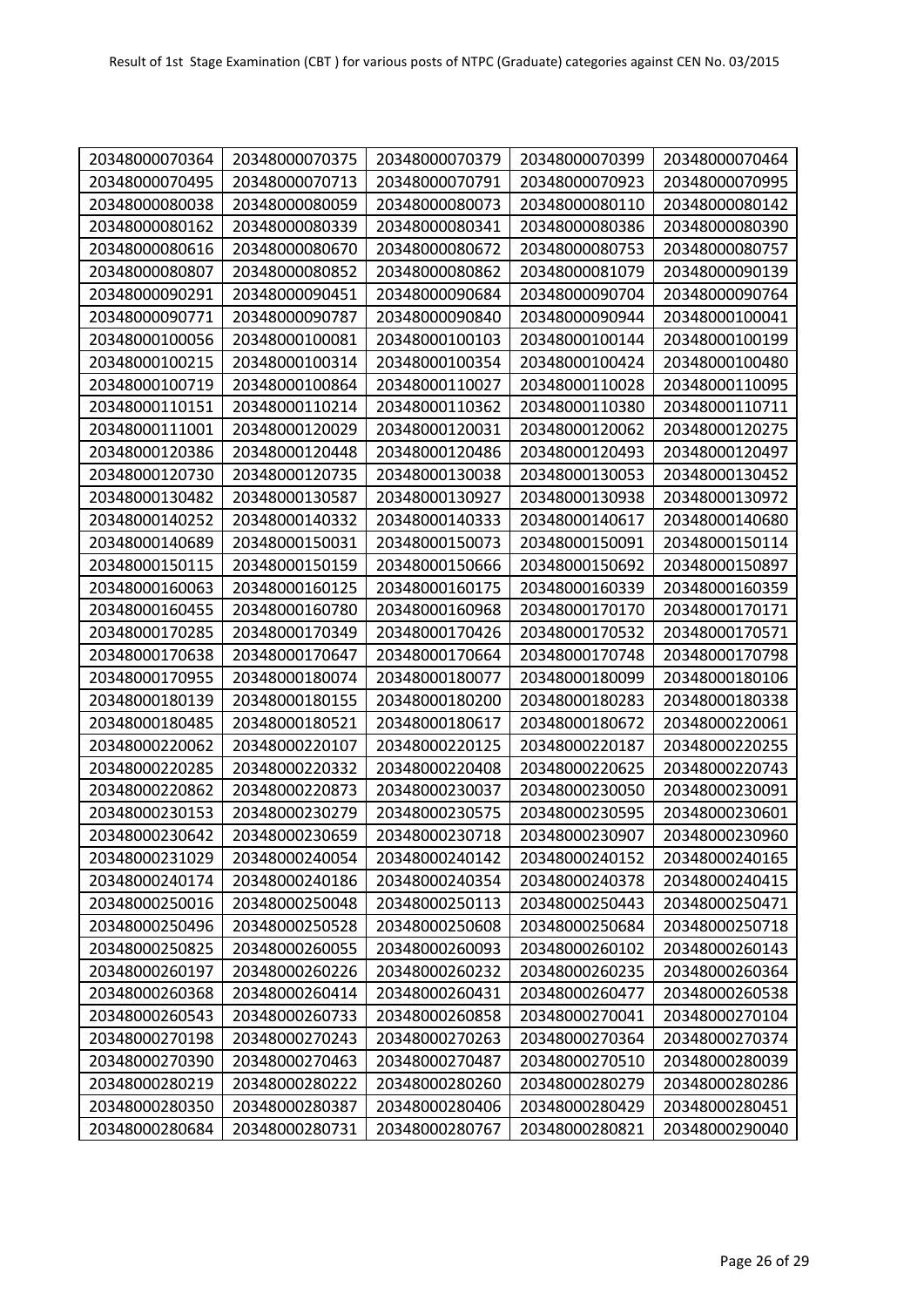| 20348000070364 | 20348000070375 | 20348000070379 | 20348000070399 | 20348000070464 |
|---|---|---|---|---|
| 20348000070495 | 20348000070713 | 20348000070791 | 20348000070923 | 20348000070995 |
| 20348000080038 | 20348000080059 | 20348000080073 | 20348000080110 | 20348000080142 |
| 20348000080162 | 20348000080339 | 20348000080341 | 20348000080386 | 20348000080390 |
| 20348000080616 | 20348000080670 | 20348000080672 | 20348000080753 | 20348000080757 |
| 20348000080807 | 20348000080852 | 20348000080862 | 20348000081079 | 20348000090139 |
| 20348000090291 | 20348000090451 | 20348000090684 | 20348000090704 | 20348000090764 |
| 20348000090771 | 20348000090787 | 20348000090840 | 20348000090944 | 20348000100041 |
| 20348000100056 | 20348000100081 | 20348000100103 | 20348000100144 | 20348000100199 |
| 20348000100215 | 20348000100314 | 20348000100354 | 20348000100424 | 20348000100480 |
| 20348000100719 | 20348000100864 | 20348000110027 | 20348000110028 | 20348000110095 |
| 20348000110151 | 20348000110214 | 20348000110362 | 20348000110380 | 20348000110711 |
| 20348000111001 | 20348000120029 | 20348000120031 | 20348000120062 | 20348000120275 |
| 20348000120386 | 20348000120448 | 20348000120486 | 20348000120493 | 20348000120497 |
| 20348000120730 | 20348000120735 | 20348000130038 | 20348000130053 | 20348000130452 |
| 20348000130482 | 20348000130587 | 20348000130927 | 20348000130938 | 20348000130972 |
| 20348000140252 | 20348000140332 | 20348000140333 | 20348000140617 | 20348000140680 |
| 20348000140689 | 20348000150031 | 20348000150073 | 20348000150091 | 20348000150114 |
| 20348000150115 | 20348000150159 | 20348000150666 | 20348000150692 | 20348000150897 |
| 20348000160063 | 20348000160125 | 20348000160175 | 20348000160339 | 20348000160359 |
| 20348000160455 | 20348000160780 | 20348000160968 | 20348000170170 | 20348000170171 |
| 20348000170285 | 20348000170349 | 20348000170426 | 20348000170532 | 20348000170571 |
| 20348000170638 | 20348000170647 | 20348000170664 | 20348000170748 | 20348000170798 |
| 20348000170955 | 20348000180074 | 20348000180077 | 20348000180099 | 20348000180106 |
| 20348000180139 | 20348000180155 | 20348000180200 | 20348000180283 | 20348000180338 |
| 20348000180485 | 20348000180521 | 20348000180617 | 20348000180672 | 20348000220061 |
| 20348000220062 | 20348000220107 | 20348000220125 | 20348000220187 | 20348000220255 |
| 20348000220285 | 20348000220332 | 20348000220408 | 20348000220625 | 20348000220743 |
| 20348000220862 | 20348000220873 | 20348000230037 | 20348000230050 | 20348000230091 |
| 20348000230153 | 20348000230279 | 20348000230575 | 20348000230595 | 20348000230601 |
| 20348000230642 | 20348000230659 | 20348000230718 | 20348000230907 | 20348000230960 |
| 20348000231029 | 20348000240054 | 20348000240142 | 20348000240152 | 20348000240165 |
| 20348000240174 | 20348000240186 | 20348000240354 | 20348000240378 | 20348000240415 |
| 20348000250016 | 20348000250048 | 20348000250113 | 20348000250443 | 20348000250471 |
| 20348000250496 | 20348000250528 | 20348000250608 | 20348000250684 | 20348000250718 |
| 20348000250825 | 20348000260055 | 20348000260093 | 20348000260102 | 20348000260143 |
| 20348000260197 | 20348000260226 | 20348000260232 | 20348000260235 | 20348000260364 |
| 20348000260368 | 20348000260414 | 20348000260431 | 20348000260477 | 20348000260538 |
| 20348000260543 | 20348000260733 | 20348000260858 | 20348000270041 | 20348000270104 |
| 20348000270198 | 20348000270243 | 20348000270263 | 20348000270364 | 20348000270374 |
| 20348000270390 | 20348000270463 | 20348000270487 | 20348000270510 | 20348000280039 |
| 20348000280219 | 20348000280222 | 20348000280260 | 20348000280279 | 20348000280286 |
| 20348000280350 | 20348000280387 | 20348000280406 | 20348000280429 | 20348000280451 |
| 20348000280684 | 20348000280731 | 20348000280767 | 20348000280821 | 20348000290040 |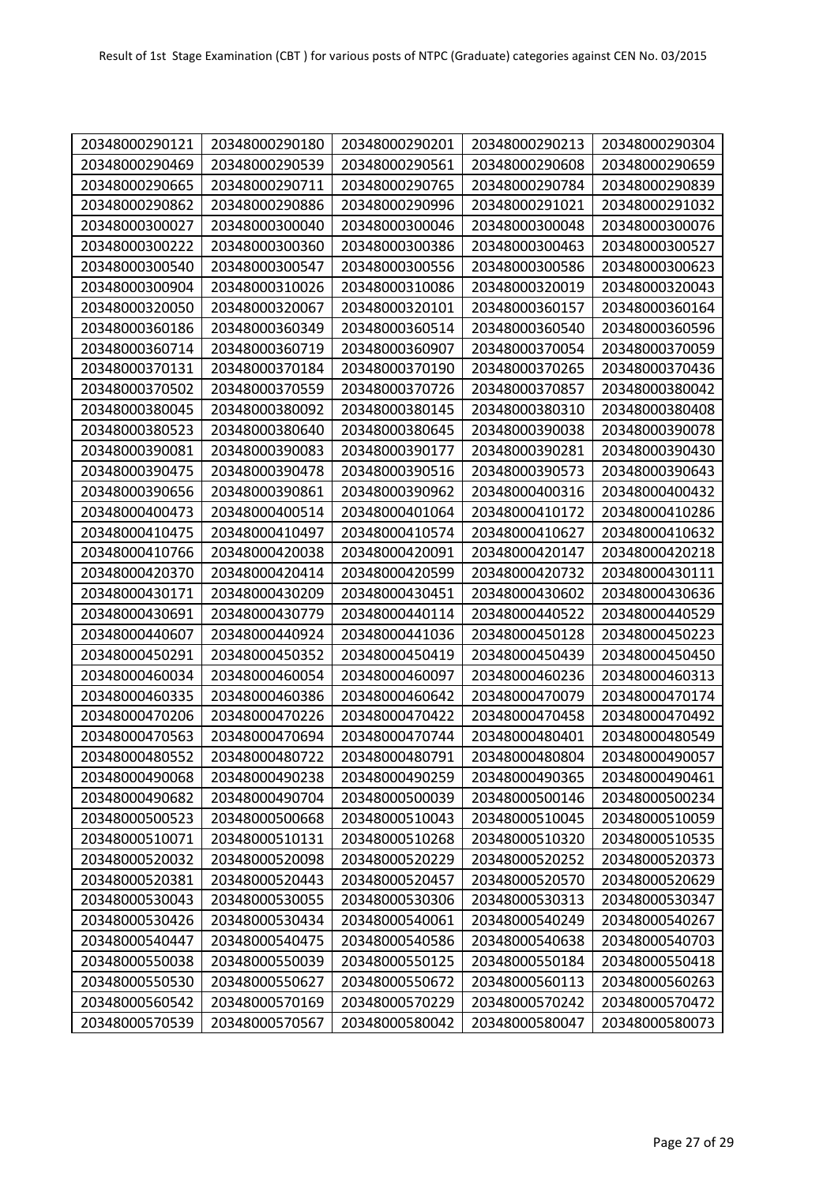Result of 1st Stage Examination (CBT ) for various posts of NTPC (Graduate) categories against CEN No. 03/2015

| | | | | |
|---|---|---|---|---|
| 20348000290121 | 20348000290180 | 20348000290201 | 20348000290213 | 20348000290304 |
| 20348000290469 | 20348000290539 | 20348000290561 | 20348000290608 | 20348000290659 |
| 20348000290665 | 20348000290711 | 20348000290765 | 20348000290784 | 20348000290839 |
| 20348000290862 | 20348000290886 | 20348000290996 | 20348000291021 | 20348000291032 |
| 20348000300027 | 20348000300040 | 20348000300046 | 20348000300048 | 20348000300076 |
| 20348000300222 | 20348000300360 | 20348000300386 | 20348000300463 | 20348000300527 |
| 20348000300540 | 20348000300547 | 20348000300556 | 20348000300586 | 20348000300623 |
| 20348000300904 | 20348000310026 | 20348000310086 | 20348000320019 | 20348000320043 |
| 20348000320050 | 20348000320067 | 20348000320101 | 20348000360157 | 20348000360164 |
| 20348000360186 | 20348000360349 | 20348000360514 | 20348000360540 | 20348000360596 |
| 20348000360714 | 20348000360719 | 20348000360907 | 20348000370054 | 20348000370059 |
| 20348000370131 | 20348000370184 | 20348000370190 | 20348000370265 | 20348000370436 |
| 20348000370502 | 20348000370559 | 20348000370726 | 20348000370857 | 20348000380042 |
| 20348000380045 | 20348000380092 | 20348000380145 | 20348000380310 | 20348000380408 |
| 20348000380523 | 20348000380640 | 20348000380645 | 20348000390038 | 20348000390078 |
| 20348000390081 | 20348000390083 | 20348000390177 | 20348000390281 | 20348000390430 |
| 20348000390475 | 20348000390478 | 20348000390516 | 20348000390573 | 20348000390643 |
| 20348000390656 | 20348000390861 | 20348000390962 | 20348000400316 | 20348000400432 |
| 20348000400473 | 20348000400514 | 20348000401064 | 20348000410172 | 20348000410286 |
| 20348000410475 | 20348000410497 | 20348000410574 | 20348000410627 | 20348000410632 |
| 20348000410766 | 20348000420038 | 20348000420091 | 20348000420147 | 20348000420218 |
| 20348000420370 | 20348000420414 | 20348000420599 | 20348000420732 | 20348000430111 |
| 20348000430171 | 20348000430209 | 20348000430451 | 20348000430602 | 20348000430636 |
| 20348000430691 | 20348000430779 | 20348000440114 | 20348000440522 | 20348000440529 |
| 20348000440607 | 20348000440924 | 20348000441036 | 20348000450128 | 20348000450223 |
| 20348000450291 | 20348000450352 | 20348000450419 | 20348000450439 | 20348000450450 |
| 20348000460034 | 20348000460054 | 20348000460097 | 20348000460236 | 20348000460313 |
| 20348000460335 | 20348000460386 | 20348000460642 | 20348000470079 | 20348000470174 |
| 20348000470206 | 20348000470226 | 20348000470422 | 20348000470458 | 20348000470492 |
| 20348000470563 | 20348000470694 | 20348000470744 | 20348000480401 | 20348000480549 |
| 20348000480552 | 20348000480722 | 20348000480791 | 20348000480804 | 20348000490057 |
| 20348000490068 | 20348000490238 | 20348000490259 | 20348000490365 | 20348000490461 |
| 20348000490682 | 20348000490704 | 20348000500039 | 20348000500146 | 20348000500234 |
| 20348000500523 | 20348000500668 | 20348000510043 | 20348000510045 | 20348000510059 |
| 20348000510071 | 20348000510131 | 20348000510268 | 20348000510320 | 20348000510535 |
| 20348000520032 | 20348000520098 | 20348000520229 | 20348000520252 | 20348000520373 |
| 20348000520381 | 20348000520443 | 20348000520457 | 20348000520570 | 20348000520629 |
| 20348000530043 | 20348000530055 | 20348000530306 | 20348000530313 | 20348000530347 |
| 20348000530426 | 20348000530434 | 20348000540061 | 20348000540249 | 20348000540267 |
| 20348000540447 | 20348000540475 | 20348000540586 | 20348000540638 | 20348000540703 |
| 20348000550038 | 20348000550039 | 20348000550125 | 20348000550184 | 20348000550418 |
| 20348000550530 | 20348000550627 | 20348000550672 | 20348000560113 | 20348000560263 |
| 20348000560542 | 20348000570169 | 20348000570229 | 20348000570242 | 20348000570472 |
| 20348000570539 | 20348000570567 | 20348000580042 | 20348000580047 | 20348000580073 |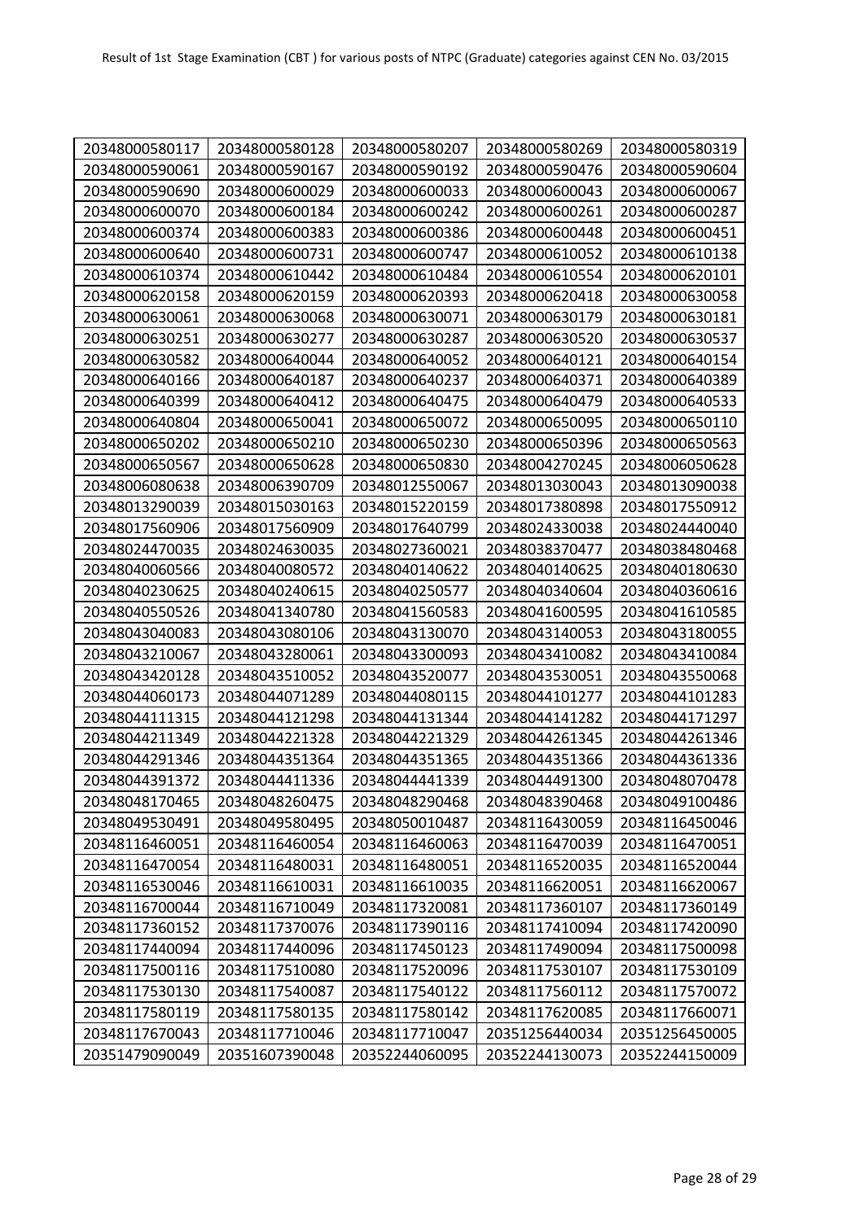| 20348000580117 | 20348000580128 | 20348000580207 | 20348000580269 | 20348000580319 |
|---|---|---|---|---|
| 20348000590061 | 20348000590167 | 20348000590192 | 20348000590476 | 20348000590604 |
| 20348000590690 | 20348000600029 | 20348000600033 | 20348000600043 | 20348000600067 |
| 20348000600070 | 20348000600184 | 20348000600242 | 20348000600261 | 20348000600287 |
| 20348000600374 | 20348000600383 | 20348000600386 | 20348000600448 | 20348000600451 |
| 20348000600640 | 20348000600731 | 20348000600747 | 20348000610052 | 20348000610138 |
| 20348000610374 | 20348000610442 | 20348000610484 | 20348000610554 | 20348000620101 |
| 20348000620158 | 20348000620159 | 20348000620393 | 20348000620418 | 20348000630058 |
| 20348000630061 | 20348000630068 | 20348000630071 | 20348000630179 | 20348000630181 |
| 20348000630251 | 20348000630277 | 20348000630287 | 20348000630520 | 20348000630537 |
| 20348000630582 | 20348000640044 | 20348000640052 | 20348000640121 | 20348000640154 |
| 20348000640166 | 20348000640187 | 20348000640237 | 20348000640371 | 20348000640389 |
| 20348000640399 | 20348000640412 | 20348000640475 | 20348000640479 | 20348000640533 |
| 20348000640804 | 20348000650041 | 20348000650072 | 20348000650095 | 20348000650110 |
| 20348000650202 | 20348000650210 | 20348000650230 | 20348000650396 | 20348000650563 |
| 20348000650567 | 20348000650628 | 20348000650830 | 20348004270245 | 20348006050628 |
| 20348006080638 | 20348006390709 | 20348012550067 | 20348013030043 | 20348013090038 |
| 20348013290039 | 20348015030163 | 20348015220159 | 20348017380898 | 20348017550912 |
| 20348017560906 | 20348017560909 | 20348017640799 | 20348024330038 | 20348024440040 |
| 20348024470035 | 20348024630035 | 20348027360021 | 20348038370477 | 20348038480468 |
| 20348040060566 | 20348040080572 | 20348040140622 | 20348040140625 | 20348040180630 |
| 20348040230625 | 20348040240615 | 20348040250577 | 20348040340604 | 20348040360616 |
| 20348040550526 | 20348041340780 | 20348041560583 | 20348041600595 | 20348041610585 |
| 20348043040083 | 20348043080106 | 20348043130070 | 20348043140053 | 20348043180055 |
| 20348043210067 | 20348043280061 | 20348043300093 | 20348043410082 | 20348043410084 |
| 20348043420128 | 20348043510052 | 20348043520077 | 20348043530051 | 20348043550068 |
| 20348044060173 | 20348044071289 | 20348044080115 | 20348044101277 | 20348044101283 |
| 20348044111315 | 20348044121298 | 20348044131344 | 20348044141282 | 20348044171297 |
| 20348044211349 | 20348044221328 | 20348044221329 | 20348044261345 | 20348044261346 |
| 20348044291346 | 20348044351364 | 20348044351365 | 20348044351366 | 20348044361336 |
| 20348044391372 | 20348044411336 | 20348044441339 | 20348044491300 | 20348048070478 |
| 20348048170465 | 20348048260475 | 20348048290468 | 20348048390468 | 20348049100486 |
| 20348049530491 | 20348049580495 | 20348050010487 | 20348116430059 | 20348116450046 |
| 20348116460051 | 20348116460054 | 20348116460063 | 20348116470039 | 20348116470051 |
| 20348116470054 | 20348116480031 | 20348116480051 | 20348116520035 | 20348116520044 |
| 20348116530046 | 20348116610031 | 20348116610035 | 20348116620051 | 20348116620067 |
| 20348116700044 | 20348116710049 | 20348117320081 | 20348117360107 | 20348117360149 |
| 20348117360152 | 20348117370076 | 20348117390116 | 20348117410094 | 20348117420090 |
| 20348117440094 | 20348117440096 | 20348117450123 | 20348117490094 | 20348117500098 |
| 20348117500116 | 20348117510080 | 20348117520096 | 20348117530107 | 20348117530109 |
| 20348117530130 | 20348117540087 | 20348117540122 | 20348117560112 | 20348117570072 |
| 20348117580119 | 20348117580135 | 20348117580142 | 20348117620085 | 20348117660071 |
| 20348117670043 | 20348117710046 | 20348117710047 | 20351256440034 | 20351256450005 |
| 20351479090049 | 20351607390048 | 20352244060095 | 20352244130073 | 20352244150009 |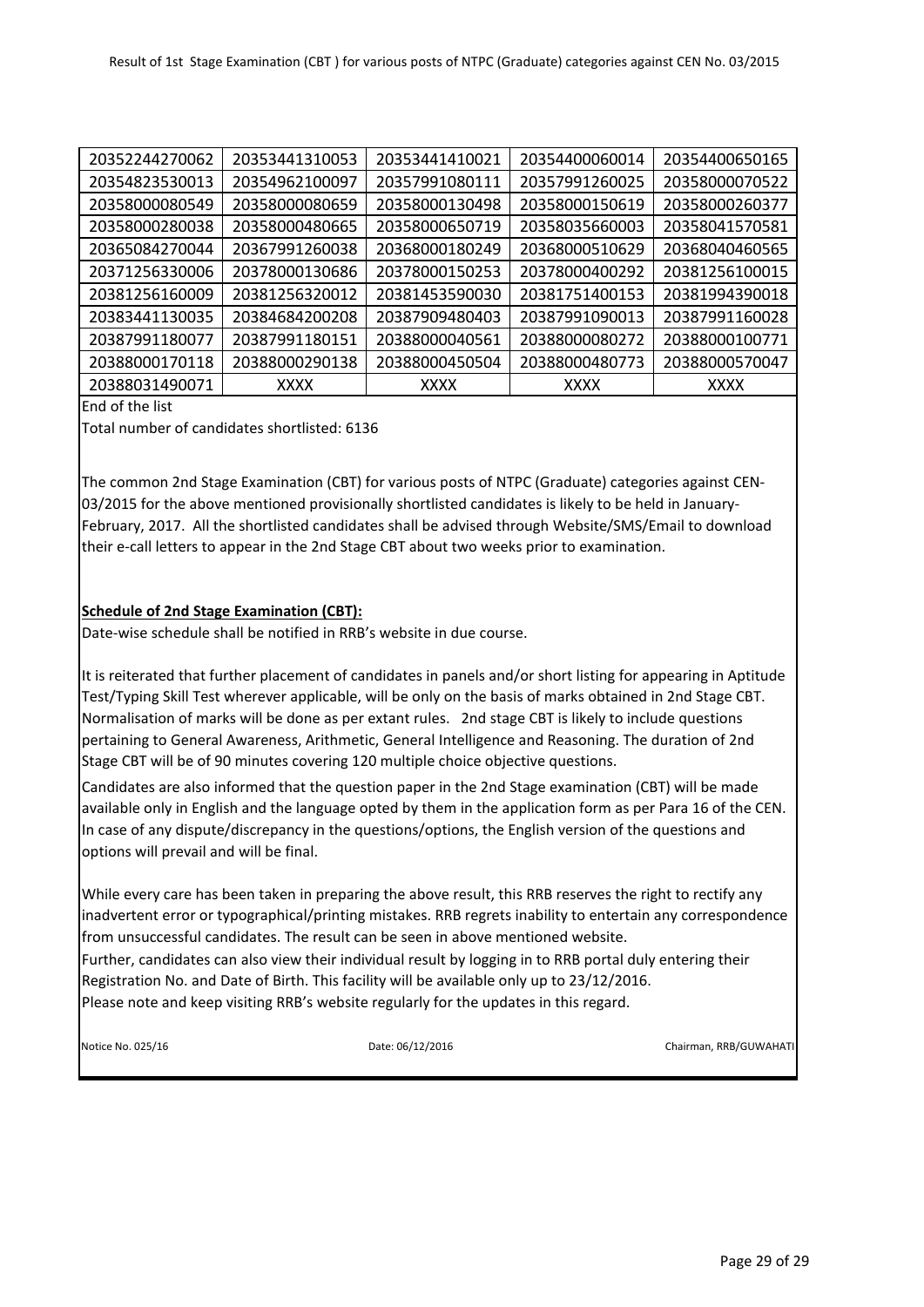| | | | | |
|---|---|---|---|---|
| 20352244270062 | 20353441310053 | 20353441410021 | 20354400060014 | 20354400650165 |
| 20354823530013 | 20354962100097 | 20357991080111 | 20357991260025 | 20358000070522 |
| 20358000080549 | 20358000080659 | 20358000130498 | 20358000150619 | 20358000260377 |
| 20358000280038 | 20358000480665 | 20358000650719 | 20358035660003 | 20358041570581 |
| 20365084270044 | 20367991260038 | 20368000180249 | 20368000510629 | 20368040460565 |
| 20371256330006 | 20378000130686 | 20378000150253 | 20378000400292 | 20381256100015 |
| 20381256160009 | 20381256320012 | 20381453590030 | 20381751400153 | 20381994390018 |
| 20383441130035 | 20384684200208 | 20387909480403 | 20387991090013 | 20387991160028 |
| 20387991180077 | 20387991180151 | 20388000040561 | 20388000080272 | 20388000100771 |
| 20388000170118 | 20388000290138 | 20388000450504 | 20388000480773 | 20388000570047 |
| 20388031490071 | XXXX | XXXX | XXXX | XXXX |

End of the list

Total number of candidates shortlisted: 6136

The common 2nd Stage Examination (CBT) for various posts of NTPC (Graduate) categories against CEN-03/2015 for the above mentioned provisionally shortlisted candidates is likely to be held in January-February, 2017. All the shortlisted candidates shall be advised through Website/SMS/Email to download their e-call letters to appear in the 2nd Stage CBT about two weeks prior to examination.

**Schedule of 2nd Stage Examination (CBT):**

Date-wise schedule shall be notified in RRB's website in due course.

It is reiterated that further placement of candidates in panels and/or short listing for appearing in Aptitude Test/Typing Skill Test wherever applicable, will be only on the basis of marks obtained in 2nd Stage CBT. Normalisation of marks will be done as per extant rules. 2nd stage CBT is likely to include questions pertaining to General Awareness, Arithmetic, General Intelligence and Reasoning. The duration of 2nd Stage CBT will be of 90 minutes covering 120 multiple choice objective questions.

Candidates are also informed that the question paper in the 2nd Stage examination (CBT) will be made available only in English and the language opted by them in the application form as per Para 16 of the CEN. In case of any dispute/discrepancy in the questions/options, the English version of the questions and options will prevail and will be final.

While every care has been taken in preparing the above result, this RRB reserves the right to rectify any inadvertent error or typographical/printing mistakes. RRB regrets inability to entertain any correspondence from unsuccessful candidates. The result can be seen in above mentioned website.
Further, candidates can also view their individual result by logging in to RRB portal duly entering their Registration No. and Date of Birth. This facility will be available only up to 23/12/2016.
Please note and keep visiting RRB's website regularly for the updates in this regard.

Notice No. 025/16 Date: 06/12/2016 Chairman, RRB/GUWAHATI